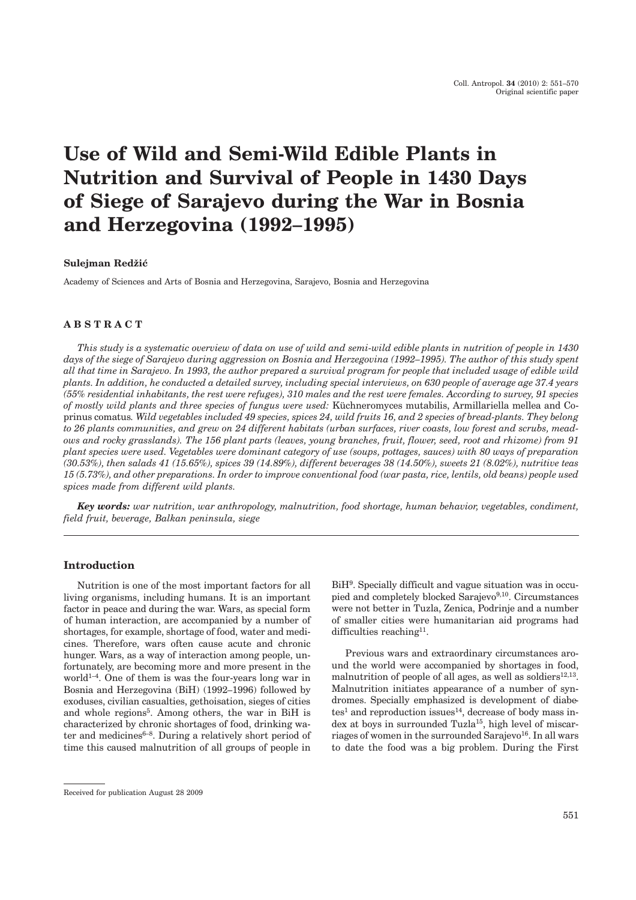Original scientific paper

# Use of Wild and Semi-Wild Edible Plants in Nutrition and Survival of People in 1430 Days of Siege of Sarajevo during the War in Bosnia and Herzegovina (1992–1995)

**Sulejman Redžić**

Academy of Sciences and Arts of Bosnia and Herzegovina, Sarajevo, Bosnia and Herzegovina

## ABSTRACT

*This study is a systematic overview of data on use of wild and semi-wild edible plants in nutrition of people in 1430 days of the siege of Sarajevo during aggression on Bosnia and Herzegovina (1992–1995). The author of this study spent all that time in Sarajevo. In 1993, the author prepared a survival program for people that included usage of edible wild plants. In addition, he conducted a detailed survey, including special interviews, on 630 people of average age 37.4 years (55% residential inhabitants, the rest were refuges), 310 males and the rest were females. According to survey, 91 species of mostly wild plants and three species of fungus were used:* Küchneromyces mutabilis, Armillariella mellea and Coprinus comatus*. Wild vegetables included 49 species, spices 24, wild fruits 16, and 2 species of bread-plants. They belong to 26 plants communities, and grew on 24 different habitats (urban surfaces, river coasts, low forest and scrubs, meadows and rocky grasslands). The 156 plant parts (leaves, young branches, fruit, flower, seed, root and rhizome) from 91 plant species were used. Vegetables were dominant category of use (soups, pottages, sauces) with 80 ways of preparation (30.53%), then salads 41 (15.65%), spices 39 (14.89%), different beverages 38 (14.50%), sweets 21 (8.02%), nutritive teas 15 (5.73%), and other preparations. In order to improve conventional food (war pasta, rice, lentils, old beans) people used spices made from different wild plants.*

***Key words:*** *war nutrition, war anthropology, malnutrition, food shortage, human behavior, vegetables, condiment, field fruit, beverage, Balkan peninsula, siege*

## Introduction

Nutrition is one of the most important factors for all living organisms, including humans. It is an important factor in peace and during the war. Wars, as special form of human interaction, are accompanied by a number of shortages, for example, shortage of food, water and medicines. Therefore, wars often cause acute and chronic hunger. Wars, as a way of interaction among people, unfortunately, are becoming more and more present in the world[1–4]. One of them is was the four-years long war in Bosnia and Herzegovina (BiH) (1992–1996) followed by exoduses, civilian casualties, gethoisation, sieges of cities and whole regions[5]. Among others, the war in BiH is characterized by chronic shortages of food, drinking water and medicines[6–8]. During a relatively short period of time this caused malnutrition of all groups of people in BiH[9]. Specially difficult and vague situation was in occupied and completely blocked Sarajevo[9,10]. Circumstances were not better in Tuzla, Zenica, Podrinje and a number of smaller cities were humanitarian aid programs had difficulties reaching[11].

Previous wars and extraordinary circumstances around the world were accompanied by shortages in food, malnutrition of people of all ages, as well as soldiers[12,13]. Malnutrition initiates appearance of a number of syndromes. Specially emphasized is development of diabetes[1] and reproduction issues[14], decrease of body mass index at boys in surrounded Tuzla[15], high level of miscarriages of women in the surrounded Sarajevo[16]. In all wars to date the food was a big problem. During the First

Received for publication August 28 2009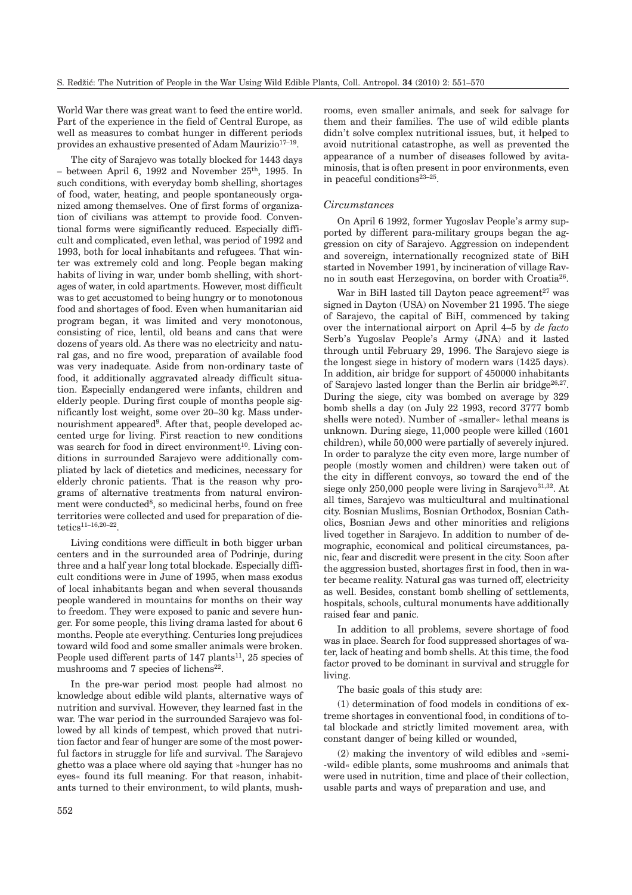World War there was great want to feed the entire world. Part of the experience in the field of Central Europe, as well as measures to combat hunger in different periods provides an exhaustive presented of Adam Maurizio[17–19].

The city of Sarajevo was totally blocked for 1443 days – between April 6, 1992 and November 25th, 1995. In such conditions, with everyday bomb shelling, shortages of food, water, heating, and people spontaneously organized among themselves. One of first forms of organization of civilians was attempt to provide food. Conventional forms were significantly reduced. Especially difficult and complicated, even lethal, was period of 1992 and 1993, both for local inhabitants and refugees. That winter was extremely cold and long. People began making habits of living in war, under bomb shelling, with shortages of water, in cold apartments. However, most difficult was to get accustomed to being hungry or to monotonous food and shortages of food. Even when humanitarian aid program began, it was limited and very monotonous, consisting of rice, lentil, old beans and cans that were dozens of years old. As there was no electricity and natural gas, and no fire wood, preparation of available food was very inadequate. Aside from non-ordinary taste of food, it additionally aggravated already difficult situation. Especially endangered were infants, children and elderly people. During first couple of months people significantly lost weight, some over 20–30 kg. Mass undernourishment appeared[9]. After that, people developed accented urge for living. First reaction to new conditions was search for food in direct environment[10]. Living conditions in surrounded Sarajevo were additionally compliated by lack of dietetics and medicines, necessary for elderly chronic patients. That is the reason why programs of alternative treatments from natural environment were conducted[8], so medicinal herbs, found on free territories were collected and used for preparation of dietetics[11–16,20–22].

Living conditions were difficult in both bigger urban centers and in the surrounded area of Podrinje, during three and a half year long total blockade. Especially difficult conditions were in June of 1995, when mass exodus of local inhabitants began and when several thousands people wandered in mountains for months on their way to freedom. They were exposed to panic and severe hunger. For some people, this living drama lasted for about 6 months. People ate everything. Centuries long prejudices toward wild food and some smaller animals were broken. People used different parts of 147 plants[11], 25 species of mushrooms and 7 species of lichens[22].

In the pre-war period most people had almost no knowledge about edible wild plants, alternative ways of nutrition and survival. However, they learned fast in the war. The war period in the surrounded Sarajevo was followed by all kinds of tempest, which proved that nutrition factor and fear of hunger are some of the most powerful factors in struggle for life and survival. The Sarajevo ghetto was a place where old saying that »hunger has no eyes« found its full meaning. For that reason, inhabitants turned to their environment, to wild plants, mushrooms, even smaller animals, and seek for salvage for them and their families. The use of wild edible plants didn't solve complex nutritional issues, but, it helped to avoid nutritional catastrophe, as well as prevented the appearance of a number of diseases followed by avitaminosis, that is often present in poor environments, even in peaceful conditions[23–25].

### *Circumstances*

On April 6 1992, former Yugoslav People's army supported by different para-military groups began the aggression on city of Sarajevo. Aggression on independent and sovereign, internationally recognized state of BiH started in November 1991, by incineration of village Ravno in south east Herzegovina, on border with Croatia[26].

War in BiH lasted till Dayton peace agreement[27] was signed in Dayton (USA) on November 21 1995. The siege of Sarajevo, the capital of BiH, commenced by taking over the international airport on April 4–5 by *de facto* Serb's Yugoslav People's Army (JNA) and it lasted through until February 29, 1996. The Sarajevo siege is the longest siege in history of modern wars (1425 days). In addition, air bridge for support of 450000 inhabitants of Sarajevo lasted longer than the Berlin air bridge[26,27]. During the siege, city was bombed on average by 329 bomb shells a day (on July 22 1993, record 3777 bomb shells were noted). Number of »smaller« lethal means is unknown. During siege, 11,000 people were killed (1601 children), while 50,000 were partially of severely injured. In order to paralyze the city even more, large number of people (mostly women and children) were taken out of the city in different convoys, so toward the end of the siege only 250,000 people were living in Sarajevo[31,32]. At all times, Sarajevo was multicultural and multinational city. Bosnian Muslims, Bosnian Orthodox, Bosnian Catholics, Bosnian Jews and other minorities and religions lived together in Sarajevo. In addition to number of demographic, economical and political circumstances, panic, fear and discredit were present in the city. Soon after the aggression busted, shortages first in food, then in water became reality. Natural gas was turned off, electricity as well. Besides, constant bomb shelling of settlements, hospitals, schools, cultural monuments have additionally raised fear and panic.

In addition to all problems, severe shortage of food was in place. Search for food suppressed shortages of water, lack of heating and bomb shells. At this time, the food factor proved to be dominant in survival and struggle for living.

The basic goals of this study are:

(1) determination of food models in conditions of extreme shortages in conventional food, in conditions of total blockade and strictly limited movement area, with constant danger of being killed or wounded,

(2) making the inventory of wild edibles and »semi-wild« edible plants, some mushrooms and animals that were used in nutrition, time and place of their collection, usable parts and ways of preparation and use, and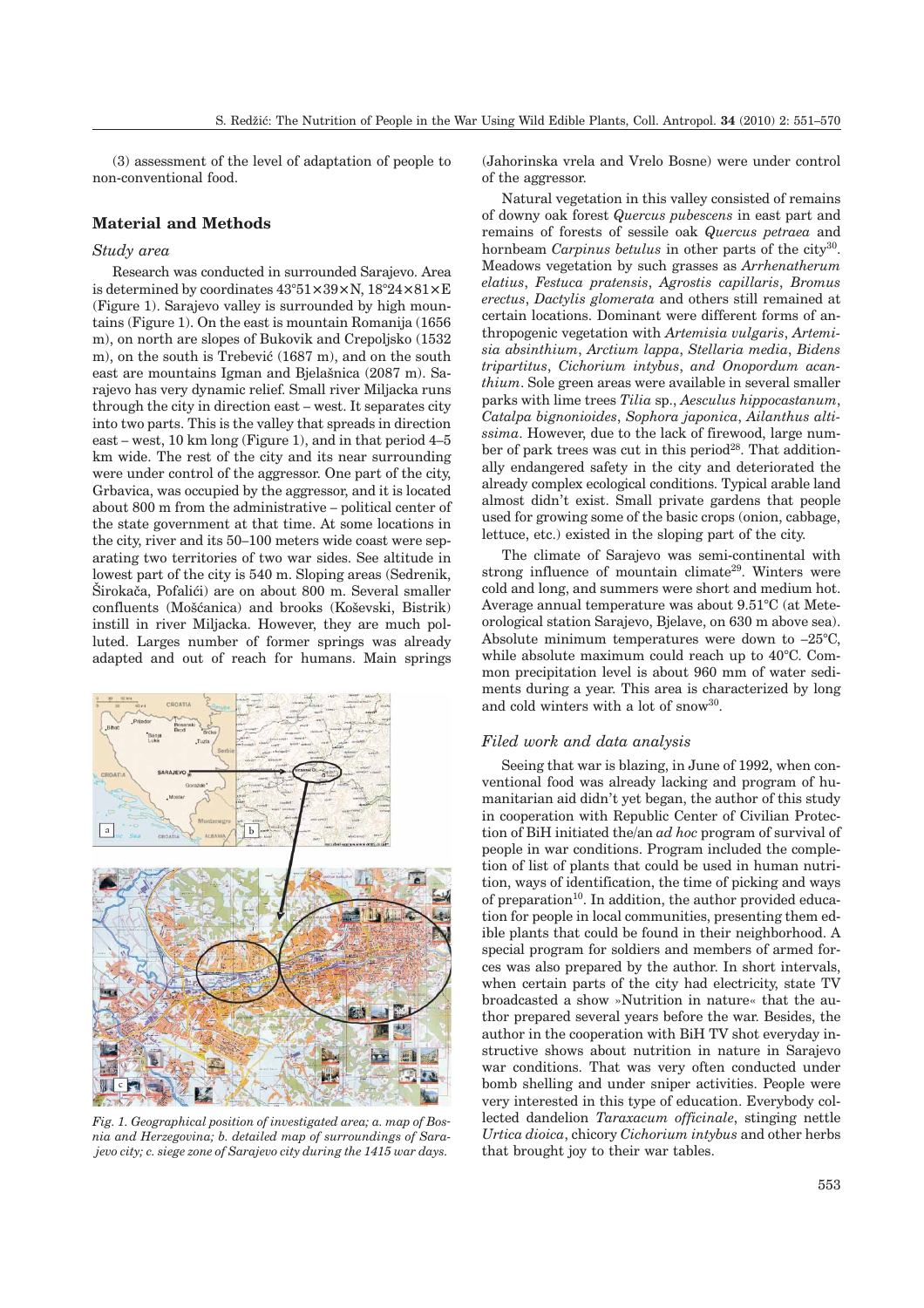(3) assessment of the level of adaptation of people to non-conventional food.

## Material and Methods

### *Study area*

Research was conducted in surrounded Sarajevo. Area is determined by coordinates 43°51×39×N, 18°24×81×E (Figure 1). Sarajevo valley is surrounded by high mountains (Figure 1). On the east is mountain Romanija (1656 m), on north are slopes of Bukovik and Crepoljsko (1532 m), on the south is Trebević (1687 m), and on the south east are mountains Igman and Bjelašnica (2087 m). Sarajevo has very dynamic relief. Small river Miljacka runs through the city in direction east – west. It separates city into two parts. This is the valley that spreads in direction east – west, 10 km long (Figure 1), and in that period 4–5 km wide. The rest of the city and its near surrounding were under control of the aggressor. One part of the city, Grbavica, was occupied by the aggressor, and it is located about 800 m from the administrative – political center of the state government at that time. At some locations in the city, river and its 50–100 meters wide coast were separating two territories of two war sides. See altitude in lowest part of the city is 540 m. Sloping areas (Sedrenik, Širokača, Pofalići) are on about 800 m. Several smaller confluents (Mošćanica) and brooks (Koševski, Bistrik) instill in river Miljacka. However, they are much polluted. Larges number of former springs was already adapted and out of reach for humans. Main springs (Jahorinska vrela and Vrelo Bosne) were under control of the aggressor.

*Fig. 1. Geographical position of investigated area; a. map of Bosnia and Herzegovina; b. detailed map of surroundings of Sarajevo city; c. siege zone of Sarajevo city during the 1415 war days.*

Natural vegetation in this valley consisted of remains of downy oak forest *Quercus pubescens* in east part and remains of forests of sessile oak *Quercus petraea* and hornbeam *Carpinus betulus* in other parts of the city[30]. Meadows vegetation by such grasses as *Arrhenatherum elatius*, *Festuca pratensis*, *Agrostis capillaris*, *Bromus erectus*, *Dactylis glomerata* and others still remained at certain locations. Dominant were different forms of anthropogenic vegetation with *Artemisia vulgaris*, *Artemisia absinthium*, *Arctium lappa*, *Stellaria media*, *Bidens tripartitus*, *Cichorium intybus*, *and Onopordum acanthium*. Sole green areas were available in several smaller parks with lime trees *Tilia* sp., *Aesculus hippocastanum*, *Catalpa bignonioides*, *Sophora japonica*, *Ailanthus altissima*. However, due to the lack of firewood, large number of park trees was cut in this period[28]. That additionally endangered safety in the city and deteriorated the already complex ecological conditions. Typical arable land almost didn't exist. Small private gardens that people used for growing some of the basic crops (onion, cabbage, lettuce, etc.) existed in the sloping part of the city.

The climate of Sarajevo was semi-continental with strong influence of mountain climate[29]. Winters were cold and long, and summers were short and medium hot. Average annual temperature was about 9.51°C (at Meteorological station Sarajevo, Bjelave, on 630 m above sea). Absolute minimum temperatures were down to –25°C, while absolute maximum could reach up to 40°C. Common precipitation level is about 960 mm of water sediments during a year. This area is characterized by long and cold winters with a lot of snow[30].

### *Filed work and data analysis*

Seeing that war is blazing, in June of 1992, when conventional food was already lacking and program of humanitarian aid didn't yet began, the author of this study in cooperation with Republic Center of Civilian Protection of BiH initiated the/an *ad hoc* program of survival of people in war conditions. Program included the completion of list of plants that could be used in human nutrition, ways of identification, the time of picking and ways of preparation[10]. In addition, the author provided education for people in local communities, presenting them edible plants that could be found in their neighborhood. A special program for soldiers and members of armed forces was also prepared by the author. In short intervals, when certain parts of the city had electricity, state TV broadcasted a show »Nutrition in nature« that the author prepared several years before the war. Besides, the author in the cooperation with BiH TV shot everyday instructive shows about nutrition in nature in Sarajevo war conditions. That was very often conducted under bomb shelling and under sniper activities. People were very interested in this type of education. Everybody collected dandelion *Taraxacum officinale*, stinging nettle *Urtica dioica*, chicory *Cichorium intybus* and other herbs that brought joy to their war tables.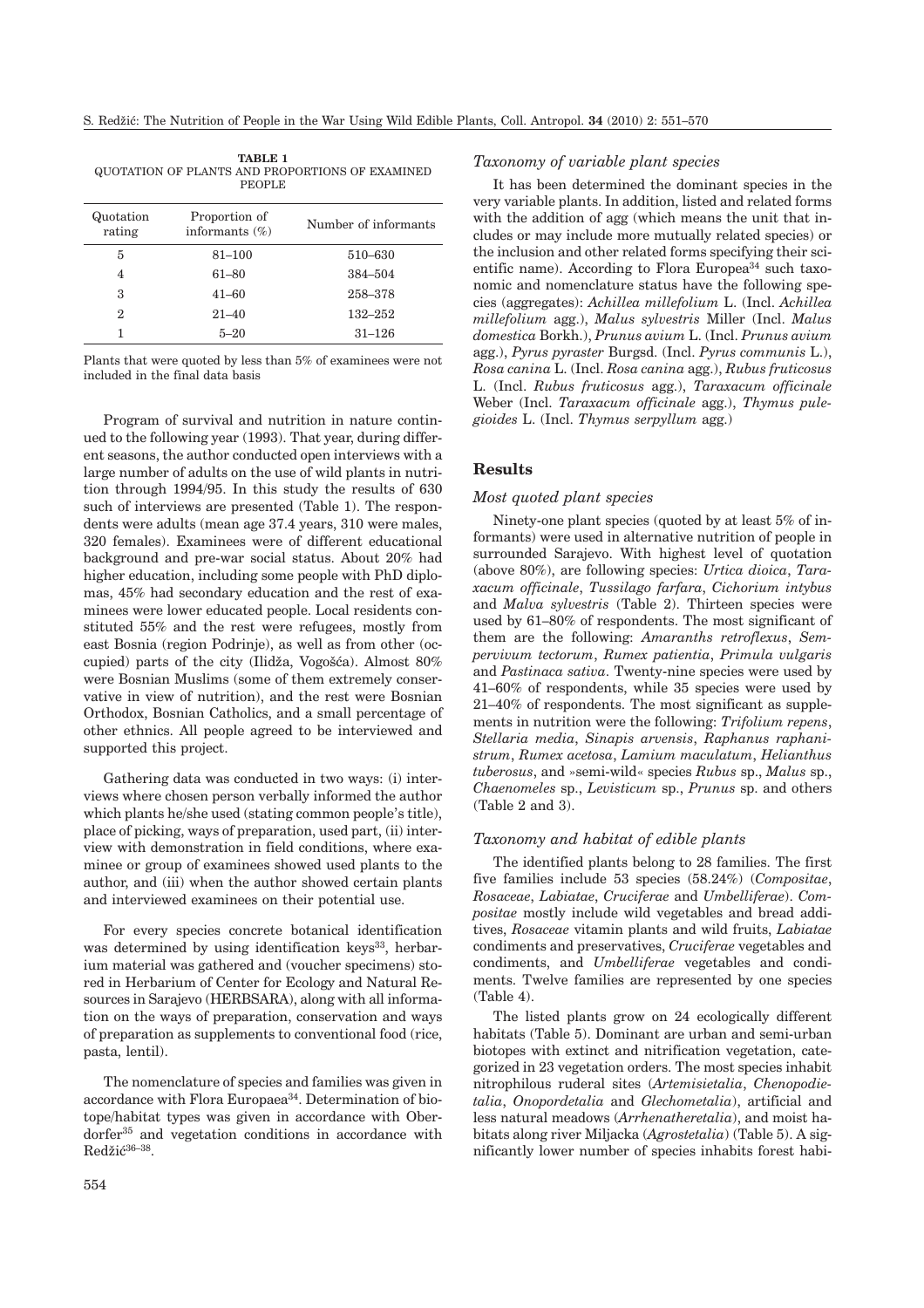**TABLE 1**
QUOTATION OF PLANTS AND PROPORTIONS OF EXAMINED PEOPLE

| Quotation rating | Proportion of informants (%) | Number of informants |
|---|---|---|
| 5 | 81–100 | 510–630 |
| 4 | 61–80 | 384–504 |
| 3 | 41–60 | 258–378 |
| 2 | 21–40 | 132–252 |
| 1 | 5–20 | 31–126 |

Plants that were quoted by less than 5% of examinees were not included in the final data basis

Program of survival and nutrition in nature continued to the following year (1993). That year, during different seasons, the author conducted open interviews with a large number of adults on the use of wild plants in nutrition through 1994/95. In this study the results of 630 such of interviews are presented (Table 1). The respondents were adults (mean age 37.4 years, 310 were males, 320 females). Examinees were of different educational background and pre-war social status. About 20% had higher education, including some people with PhD diplomas, 45% had secondary education and the rest of examinees were lower educated people. Local residents constituted 55% and the rest were refugees, mostly from east Bosnia (region Podrinje), as well as from other (occupied) parts of the city (Ilidža, Vogošća). Almost 80% were Bosnian Muslims (some of them extremely conservative in view of nutrition), and the rest were Bosnian Orthodox, Bosnian Catholics, and a small percentage of other ethnics. All people agreed to be interviewed and supported this project.

Gathering data was conducted in two ways: (i) interviews where chosen person verbally informed the author which plants he/she used (stating common people's title), place of picking, ways of preparation, used part, (ii) interview with demonstration in field conditions, where examinee or group of examinees showed used plants to the author, and (iii) when the author showed certain plants and interviewed examinees on their potential use.

For every species concrete botanical identification was determined by using identification keys[33], herbarium material was gathered and (voucher specimens) stored in Herbarium of Center for Ecology and Natural Resources in Sarajevo (HERBSARA), along with all information on the ways of preparation, conservation and ways of preparation as supplements to conventional food (rice, pasta, lentil).

The nomenclature of species and families was given in accordance with Flora Europaea[34]. Determination of biotope/habitat types was given in accordance with Oberdorfer[35] and vegetation conditions in accordance with Redžić[36–38].

### *Taxonomy of variable plant species*

It has been determined the dominant species in the very variable plants. In addition, listed and related forms with the addition of agg (which means the unit that includes or may include more mutually related species) or the inclusion and other related forms specifying their scientific name). According to Flora Europea[34] such taxonomic and nomenclature status have the following species (aggregates): *Achillea millefolium* L. (Incl. *Achillea millefolium* agg.), *Malus sylvestris* Miller (Incl. *Malus domestica* Borkh.), *Prunus avium* L. (Incl. *Prunus avium* agg.), *Pyrus pyraster* Burgsd. (Incl. *Pyrus communis* L.), *Rosa canina* L. (Incl. *Rosa canina* agg.), *Rubus fruticosus* L. (Incl. *Rubus fruticosus* agg.), *Taraxacum officinale* Weber (Incl. *Taraxacum officinale* agg.), *Thymus pulegioides* L. (Incl. *Thymus serpyllum* agg.)

## Results

### *Most quoted plant species*

Ninety-one plant species (quoted by at least 5% of informants) were used in alternative nutrition of people in surrounded Sarajevo. With highest level of quotation (above 80%), are following species: *Urtica dioica*, *Taraxacum officinale*, *Tussilago farfara*, *Cichorium intybus* and *Malva sylvestris* (Table 2). Thirteen species were used by 61–80% of respondents. The most significant of them are the following: *Amaranths retroflexus*, *Sempervivum tectorum*, *Rumex patientia*, *Primula vulgaris* and *Pastinaca sativa*. Twenty-nine species were used by 41–60% of respondents, while 35 species were used by 21–40% of respondents. The most significant as supplements in nutrition were the following: *Trifolium repens*, *Stellaria media*, *Sinapis arvensis*, *Raphanus raphanistrum*, *Rumex acetosa*, *Lamium maculatum*, *Helianthus tuberosus*, and »semi-wild« species *Rubus* sp., *Malus* sp., *Chaenomeles* sp., *Levisticum* sp., *Prunus* sp. and others (Table 2 and 3).

### *Taxonomy and habitat of edible plants*

The identified plants belong to 28 families. The first five families include 53 species (58.24%) (*Compositae*, *Rosaceae*, *Labiatae*, *Cruciferae* and *Umbelliferae*). *Compositae* mostly include wild vegetables and bread additives, *Rosaceae* vitamin plants and wild fruits, *Labiatae* condiments and preservatives, *Cruciferae* vegetables and condiments, and *Umbelliferae* vegetables and condiments. Twelve families are represented by one species (Table 4).

The listed plants grow on 24 ecologically different habitats (Table 5). Dominant are urban and semi-urban biotopes with extinct and nitrification vegetation, categorized in 23 vegetation orders. The most species inhabit nitrophilous ruderal sites (*Artemisietalia*, *Chenopodietalia*, *Onopordetalia* and *Glechometalia*), artificial and less natural meadows (*Arrhenatheretalia*), and moist habitats along river Miljacka (*Agrostetalia*) (Table 5). A significantly lower number of species inhabits forest habi-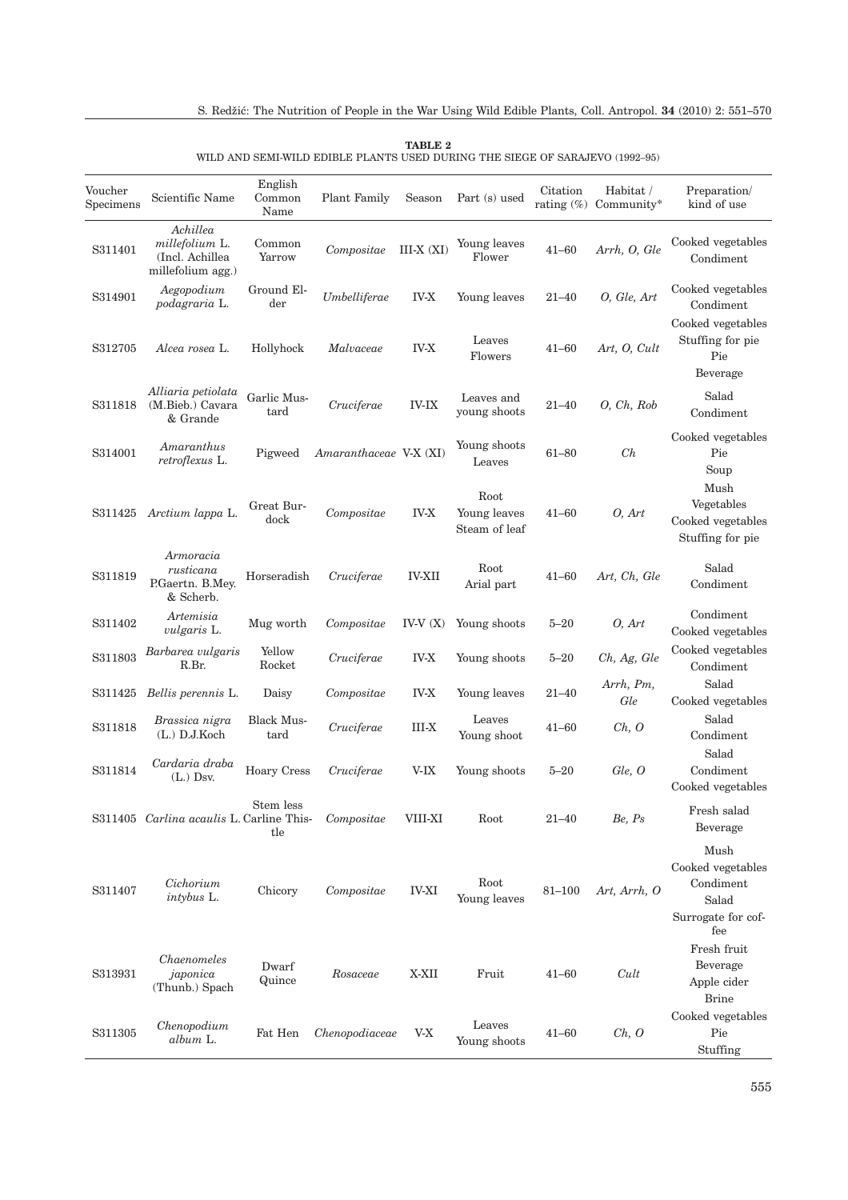**TABLE 2**
WILD AND SEMI-WILD EDIBLE PLANTS USED DURING THE SIEGE OF SARAJEVO (1992–95)

| Voucher Specimens | Scientific Name | English Common Name | Plant Family | Season | Part (s) used | Citation rating (%) | Habitat / Community* | Preparation/ kind of use |
|---|---|---|---|---|---|---|---|---|
| S311401 | *Achillea millefolium* L. (Incl. Achillea millefolium agg.) | Common Yarrow | *Compositae* | III-X (XI) | Young leaves Flower | 41–60 | *Arrh, O, Gle* | Cooked vegetables Condiment |
| S314901 | *Aegopodium podagraria* L. | Ground Elder | *Umbelliferae* | IV-X | Young leaves | 21–40 | *O, Gle, Art* | Cooked vegetables Condiment |
| S312705 | *Alcea rosea* L. | Hollyhock | *Malvaceae* | IV-X | Leaves Flowers | 41–60 | *Art, O, Cult* | Cooked vegetables Stuffing for pie Pie Beverage |
| S311818 | *Alliaria petiolata* (M.Bieb.) Cavara & Grande | Garlic Mustard | *Cruciferae* | IV-IX | Leaves and young shoots | 21–40 | *O, Ch, Rob* | Salad Condiment |
| S314001 | *Amaranthus retroflexus* L. | Pigweed | *Amaranthaceae* | V-X (XI) | Young shoots Leaves | 61–80 | *Ch* | Cooked vegetables Pie Soup |
| S311425 | *Arctium lappa* L. | Great Burdock | *Compositae* | IV-X | Root Young leaves Steam of leaf | 41–60 | *O, Art* | Mush Vegetables Cooked vegetables Stuffing for pie |
| S311819 | *Armoracia rusticana* P.Gaertn. B.Mey. & Scherb. | Horseradish | *Cruciferae* | IV-XII | Root Arial part | 41–60 | *Art, Ch, Gle* | Salad Condiment |
| S311402 | *Artemisia vulgaris* L. | Mug worth | *Compositae* | IV-V (X) | Young shoots | 5–20 | *O, Art* | Condiment Cooked vegetables |
| S311803 | *Barbarea vulgaris* R.Br. | Yellow Rocket | *Cruciferae* | IV-X | Young shoots | 5–20 | *Ch, Ag, Gle* | Cooked vegetables Condiment |
| S311425 | *Bellis perennis* L. | Daisy | *Compositae* | IV-X | Young leaves | 21–40 | *Arrh, Pm, Gle* | Salad Cooked vegetables |
| S311818 | *Brassica nigra* (L.) D.J.Koch | Black Mustard | *Cruciferae* | III-X | Leaves Young shoot | 41–60 | *Ch, O* | Salad Condiment |
| S311814 | *Cardaria draba* (L.) Dsv. | Hoary Cress | *Cruciferae* | V-IX | Young shoots | 5–20 | *Gle, O* | Salad Condiment Cooked vegetables |
| S311405 | *Carlina acaulis* L. | Stem less Carline Thistle | *Compositae* | VIII-XI | Root | 21–40 | *Be, Ps* | Fresh salad Beverage |
| S311407 | *Cichorium intybus* L. | Chicory | *Compositae* | IV-XI | Root Young leaves | 81–100 | *Art, Arrh, O* | Mush Cooked vegetables Condiment Salad Surrogate for coffee |
| S313931 | *Chaenomeles japonica* (Thunb.) Spach | Dwarf Quince | *Rosaceae* | X-XII | Fruit | 41–60 | *Cult* | Fresh fruit Beverage Apple cider Brine |
| S311305 | *Chenopodium album* L. | Fat Hen | *Chenopodiaceae* | V-X | Leaves Young shoots | 41–60 | *Ch, O* | Cooked vegetables Pie Stuffing |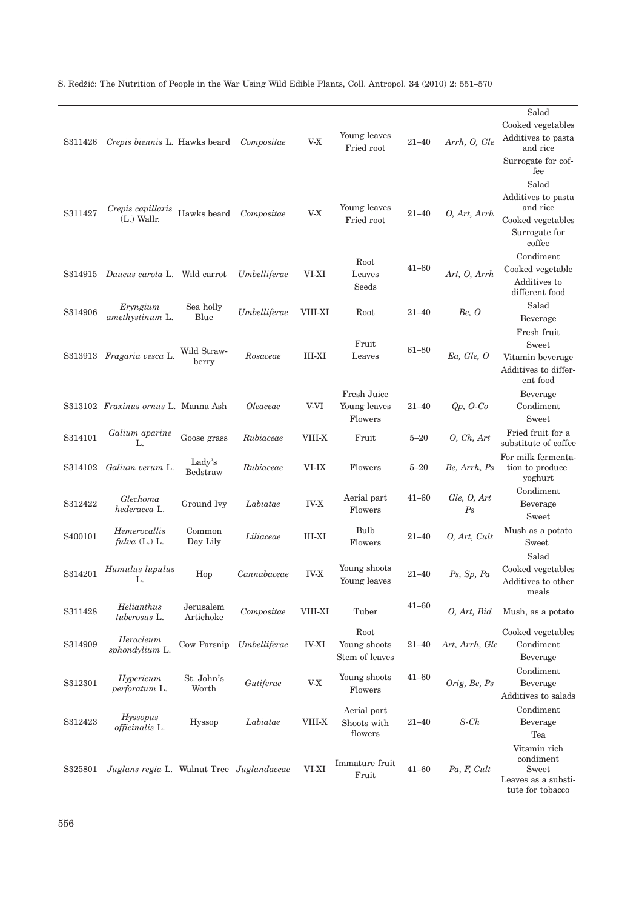| | | | | | | | | |
|---|---|---|---|---|---|---|---|---|
| S311426 | *Crepis biennis* L. | Hawks beard | *Compositae* | V-X | Young leaves<br>Fried root | 21–40 | *Arrh, O, Gle* | Salad<br>Cooked vegetables<br>Additives to pasta and rice<br>Surrogate for coffee |
| S311427 | *Crepis capillaris* (L.) Wallr. | Hawks beard | *Compositae* | V-X | Young leaves<br>Fried root | 21–40 | *O, Art, Arrh* | Salad<br>Additives to pasta and rice<br>Cooked vegetables<br>Surrogate for coffee |
| S314915 | *Daucus carota* L. | Wild carrot | *Umbelliferae* | VI-XI | Root<br>Leaves<br>Seeds | 41–60 | *Art, O, Arrh* | Condiment<br>Cooked vegetable<br>Additives to different food |
| S314906 | *Eryngium amethystinum* L. | Sea holly Blue | *Umbelliferae* | VIII-XI | Root | 21–40 | *Be, O* | Salad<br>Beverage |
| S313913 | *Fragaria vesca* L. | Wild Strawberry | *Rosaceae* | III-XI | Fruit<br>Leaves | 61–80 | *Ea, Gle, O* | Fresh fruit<br>Sweet<br>Vitamin beverage<br>Additives to different food |
| S313102 | *Fraxinus ornus* L. | Manna Ash | *Oleaceae* | V-VI | Fresh Juice<br>Young leaves<br>Flowers | 21–40 | *Qp, O-Co* | Beverage<br>Condiment<br>Sweet |
| S314101 | *Galium aparine* L. | Goose grass | *Rubiaceae* | VIII-X | Fruit | 5–20 | *O, Ch, Art* | Fried fruit for a substitute of coffee |
| S314102 | *Galium verum* L. | Lady's Bedstraw | *Rubiaceae* | VI-IX | Flowers | 5–20 | *Be, Arrh, Ps* | For milk fermentation to produce yoghurt |
| S312422 | *Glechoma hederacea* L. | Ground Ivy | *Labiatae* | IV-X | Aerial part<br>Flowers | 41–60 | *Gle, O, Art Ps* | Condiment<br>Beverage<br>Sweet |
| S400101 | *Hemerocallis fulva* (L.) L. | Common Day Lily | *Liliaceae* | III-XI | Bulb<br>Flowers | 21–40 | *O, Art, Cult* | Mush as a potato<br>Sweet |
| S314201 | *Humulus lupulus* L. | Hop | *Cannabaceae* | IV-X | Young shoots<br>Young leaves | 21–40 | *Ps, Sp, Pa* | Salad<br>Cooked vegetables<br>Additives to other meals |
| S311428 | *Helianthus tuberosus* L. | Jerusalem Artichoke | *Compositae* | VIII-XI | Tuber | 41–60 | *O, Art, Bid* | Mush, as a potato |
| S314909 | *Heracleum sphondylium* L. | Cow Parsnip | *Umbelliferae* | IV-XI | Root<br>Young shoots<br>Stem of leaves | 21–40 | *Art, Arrh, Gle* | Cooked vegetables<br>Condiment<br>Beverage |
| S312301 | *Hypericum perforatum* L. | St. John's Worth | *Gutiferae* | V-X | Young shoots<br>Flowers | 41–60 | *Orig, Be, Ps* | Condiment<br>Beverage<br>Additives to salads |
| S312423 | *Hyssopus officinalis* L. | Hyssop | *Labiatae* | VIII-X | Aerial part<br>Shoots with flowers | 21–40 | *S-Ch* | Condiment<br>Beverage<br>Tea |
| S325801 | *Juglans regia* L. | Walnut Tree | *Juglandaceae* | VI-XI | Immature fruit<br>Fruit | 41–60 | *Pa, F, Cult* | Vitamin rich condiment<br>Sweet<br>Leaves as a substitute for tobacco |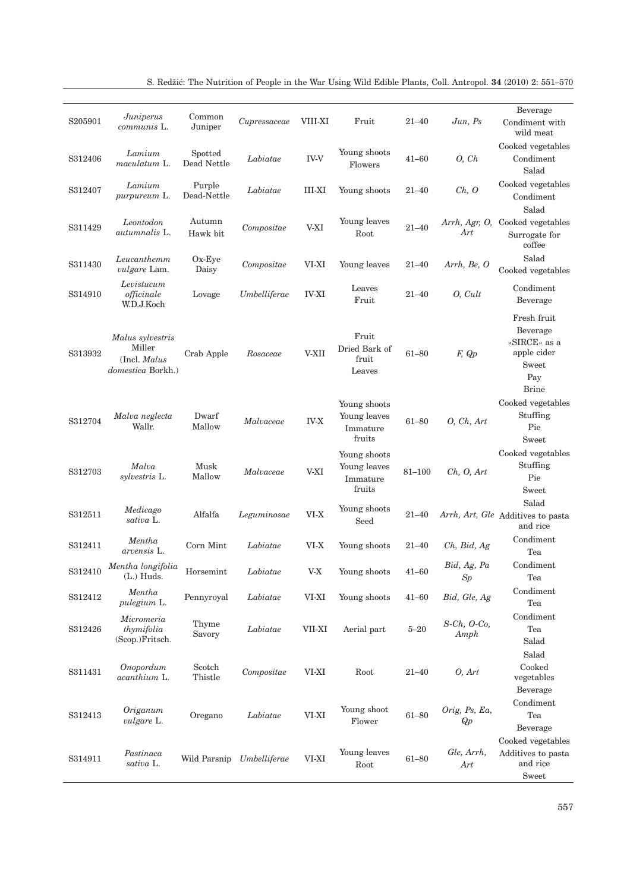| | | | | | | | | |
|---|---|---|---|---|---|---|---|---|
| S205901 | *Juniperus communis* L. | Common Juniper | *Cupressaceae* | VIII-XI | Fruit | 21–40 | *Jun, Ps* | Beverage<br>Condiment with wild meat |
| S312406 | *Lamium maculatum* L. | Spotted Dead Nettle | *Labiatae* | IV-V | Young shoots<br>Flowers | 41–60 | *O, Ch* | Cooked vegetables<br>Condiment<br>Salad |
| S312407 | *Lamium purpureum* L. | Purple Dead-Nettle | *Labiatae* | III-XI | Young shoots | 21–40 | *Ch, O* | Cooked vegetables<br>Condiment |
| S311429 | *Leontodon autumnalis* L. | Autumn Hawk bit | *Compositae* | V-XI | Young leaves<br>Root | 21–40 | *Arrh, Agr, O, Art* | Salad<br>Cooked vegetables<br>Surrogate for coffee |
| S311430 | *Leucanthemm vulgare* Lam. | Ox-Eye Daisy | *Compositae* | VI-XI | Young leaves | 21–40 | *Arrh, Be, O* | Salad<br>Cooked vegetables |
| S314910 | *Levistucum officinale* W.D.J.Koch | Lovage | *Umbelliferae* | IV-XI | Leaves<br>Fruit | 21–40 | *O, Cult* | Condiment<br>Beverage |
| S313932 | *Malus sylvestris* Miller (Incl. *Malus domestica* Borkh.) | Crab Apple | *Rosaceae* | V-XII | Fruit<br>Dried Bark of fruit<br>Leaves | 61–80 | *F, Qp* | Fresh fruit<br>Beverage<br>»SIRCE« as a apple cider<br>Sweet<br>Pay<br>Brine |
| S312704 | *Malva neglecta* Wallr. | Dwarf Mallow | *Malvaceae* | IV-X | Young shoots<br>Young leaves<br>Immature fruits | 61–80 | *O, Ch, Art* | Cooked vegetables<br>Stuffing<br>Pie<br>Sweet |
| S312703 | *Malva sylvestris* L. | Musk Mallow | *Malvaceae* | V-XI | Young shoots<br>Young leaves<br>Immature fruits | 81–100 | *Ch, O, Art* | Cooked vegetables<br>Stuffing<br>Pie<br>Sweet |
| S312511 | *Medicago sativa* L. | Alfalfa | *Leguminosae* | VI-X | Young shoots<br>Seed | 21–40 | *Arrh, Art, Gle* | Salad<br>Additives to pasta and rice |
| S312411 | *Mentha arvensis* L. | Corn Mint | *Labiatae* | VI-X | Young shoots | 21–40 | *Ch, Bid, Ag* | Condiment<br>Tea |
| S312410 | *Mentha longifolia* (L.) Huds. | Horsemint | *Labiatae* | V-X | Young shoots | 41–60 | *Bid, Ag, Pa Sp* | Condiment<br>Tea |
| S312412 | *Mentha pulegium* L. | Pennyroyal | *Labiatae* | VI-XI | Young shoots | 41–60 | *Bid, Gle, Ag* | Condiment<br>Tea |
| S312426 | *Micromeria thymifolia* (Scop.)Fritsch. | Thyme Savory | *Labiatae* | VII-XI | Aerial part | 5–20 | *S-Ch, O-Co, Amph* | Condiment<br>Tea<br>Salad |
| S311431 | *Onopordum acanthium* L. | Scotch Thistle | *Compositae* | VI-XI | Root | 21–40 | *O, Art* | Salad<br>Cooked vegetables<br>Beverage |
| S312413 | *Origanum vulgare* L. | Oregano | *Labiatae* | VI-XI | Young shoot<br>Flower | 61–80 | *Orig, Ps, Ea, Qp* | Condiment<br>Tea<br>Beverage |
| S314911 | *Pastinaca sativa* L. | Wild Parsnip | *Umbelliferae* | VI-XI | Young leaves<br>Root | 61–80 | *Gle, Arrh, Art* | Cooked vegetables<br>Additives to pasta and rice<br>Sweet |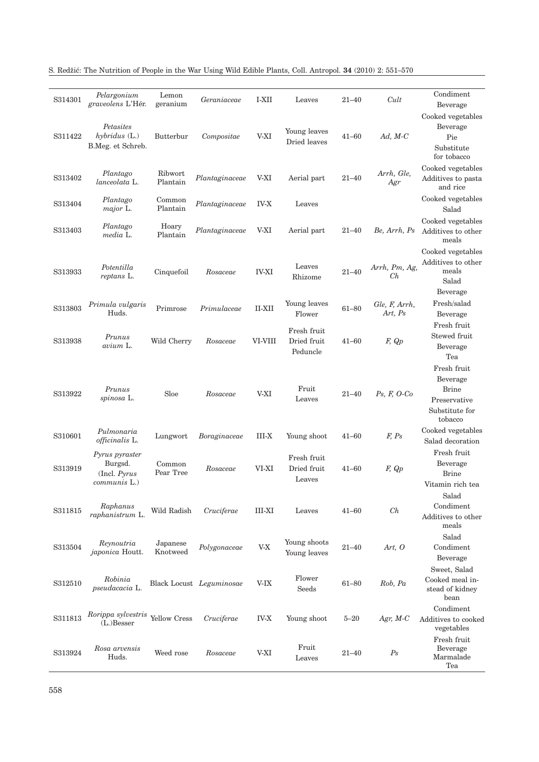| | | | | | | | | |
|---|---|---|---|---|---|---|---|---|
| S314301 | *Pelargonium graveolens* L'Hér. | Lemon geranium | *Geraniaceae* | I-XII | Leaves | 21–40 | *Cult* | Condiment<br>Beverage |
| S311422 | *Petasites hybridus* (L.) B.Meg. et Schreb. | Butterbur | *Compositae* | V-XI | Young leaves<br>Dried leaves | 41–60 | *Ad, M-C* | Cooked vegetables<br>Beverage<br>Pie<br>Substitute for tobacco |
| S313402 | *Plantago lanceolata* L. | Ribwort Plantain | *Plantaginaceae* | V-XI | Aerial part | 21–40 | *Arrh, Gle, Agr* | Cooked vegetables<br>Additives to pasta and rice |
| S313404 | *Plantago major* L. | Common Plantain | *Plantaginaceae* | IV-X | Leaves | | | Cooked vegetables<br>Salad |
| S313403 | *Plantago media* L. | Hoary Plantain | *Plantaginaceae* | V-XI | Aerial part | 21–40 | *Be, Arrh, Ps* | Cooked vegetables<br>Additives to other meals |
| S313933 | *Potentilla reptans* L. | Cinquefoil | *Rosaceae* | IV-XI | Leaves<br>Rhizome | 21–40 | *Arrh, Pm, Ag, Ch* | Cooked vegetables<br>Additives to other meals<br>Salad<br>Beverage |
| S313803 | *Primula vulgaris* Huds. | Primrose | *Primulaceae* | II-XII | Young leaves<br>Flower | 61–80 | *Gle, F, Arrh, Art, Ps* | Fresh/salad<br>Beverage |
| S313938 | *Prunus avium* L. | Wild Cherry | *Rosaceae* | VI-VIII | Fresh fruit<br>Dried fruit<br>Peduncle | 41–60 | *F, Qp* | Fresh fruit<br>Stewed fruit<br>Beverage<br>Tea |
| S313922 | *Prunus spinosa* L. | Sloe | *Rosaceae* | V-XI | Fruit<br>Leaves | 21–40 | *Ps, F, O-Co* | Fresh fruit<br>Beverage<br>Brine<br>Preservative<br>Substitute for tobacco |
| S310601 | *Pulmonaria officinalis* L. | Lungwort | *Boraginaceae* | III-X | Young shoot | 41–60 | *F, Ps* | Cooked vegetables<br>Salad decoration |
| S313919 | *Pyrus pyraster* Burgsd. (Incl. *Pyrus communis* L.) | Common Pear Tree | *Rosaceae* | VI-XI | Fresh fruit<br>Dried fruit<br>Leaves | 41–60 | *F, Qp* | Fresh fruit<br>Beverage<br>Brine<br>Vitamin rich tea |
| S311815 | *Raphanus raphanistrum* L. | Wild Radish | *Cruciferae* | III-XI | Leaves | 41–60 | *Ch* | Salad<br>Condiment<br>Additives to other meals |
| S313504 | *Reynoutria japonica* Houtt. | Japanese Knotweed | *Polygonaceae* | V-X | Young shoots<br>Young leaves | 21–40 | *Art, O* | Salad<br>Condiment<br>Beverage |
| S312510 | *Robinia pseudacacia* L. | Black Locust | *Leguminosae* | V-IX | Flower<br>Seeds | 61–80 | *Rob, Pa* | Sweet, Salad<br>Cooked meal instead of kidney bean |
| S311813 | *Rorippa sylvestris* (L.)Besser | Yellow Cress | *Cruciferae* | IV-X | Young shoot | 5–20 | *Agr, M-C* | Condiment<br>Additives to cooked vegetables |
| S313924 | *Rosa arvensis* Huds. | Weed rose | *Rosaceae* | V-XI | Fruit<br>Leaves | 21–40 | *Ps* | Fresh fruit<br>Beverage<br>Marmalade<br>Tea |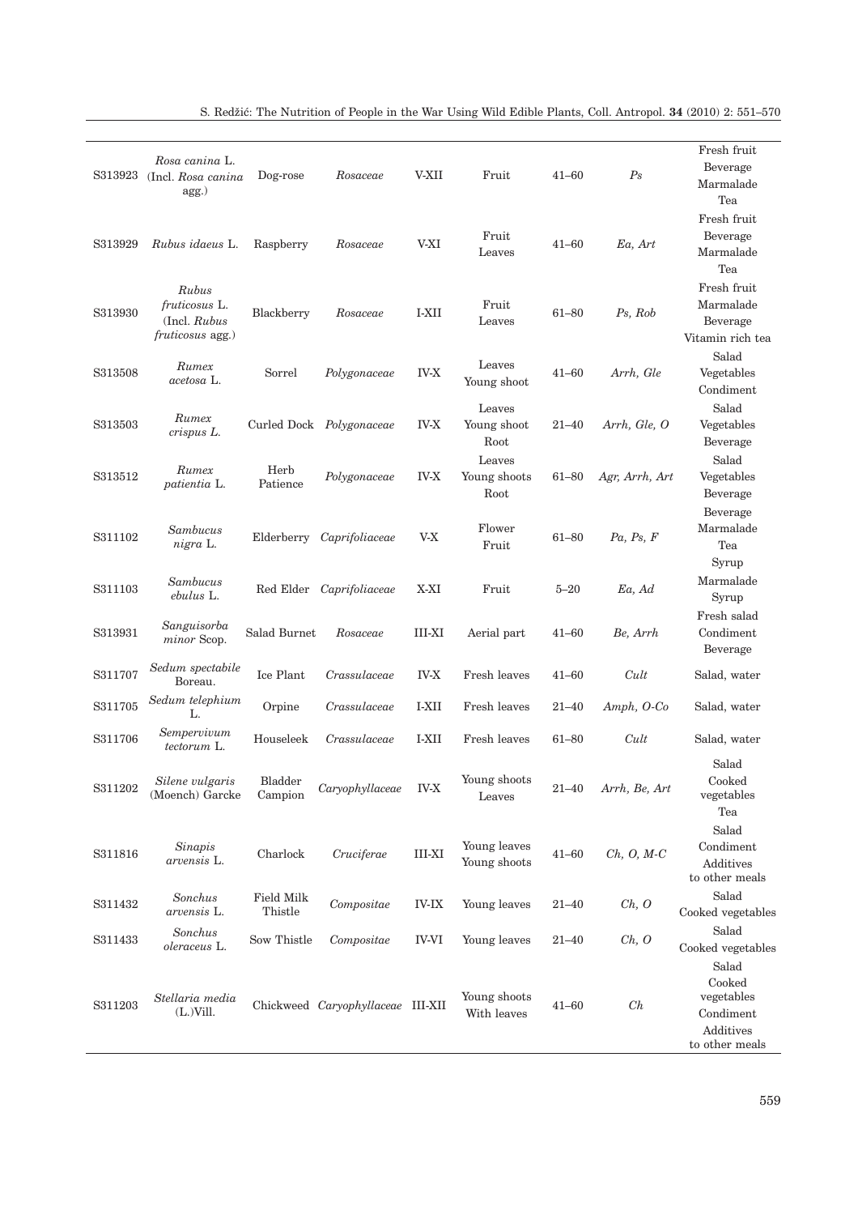| | | | | | | | | |
|---|---|---|---|---|---|---|---|---|
| S313923 | *Rosa canina* L. (Incl. *Rosa canina* agg.) | Dog-rose | *Rosaceae* | V-XII | Fruit | 41–60 | *Ps* | Fresh fruit<br>Beverage<br>Marmalade<br>Tea |
| S313929 | *Rubus idaeus* L. | Raspberry | *Rosaceae* | V-XI | Fruit<br>Leaves | 41–60 | *Ea, Art* | Fresh fruit<br>Beverage<br>Marmalade<br>Tea |
| S313930 | *Rubus fruticosus* L. (Incl. *Rubus fruticosus* agg.) | Blackberry | *Rosaceae* | I-XII | Fruit<br>Leaves | 61–80 | *Ps, Rob* | Fresh fruit<br>Marmalade<br>Beverage<br>Vitamin rich tea |
| S313508 | *Rumex acetosa* L. | Sorrel | *Polygonaceae* | IV-X | Leaves<br>Young shoot | 41–60 | *Arrh, Gle* | Salad<br>Vegetables<br>Condiment |
| S313503 | *Rumex crispus L.* | Curled Dock | *Polygonaceae* | IV-X | Leaves<br>Young shoot<br>Root | 21–40 | *Arrh, Gle, O* | Salad<br>Vegetables<br>Beverage |
| S313512 | *Rumex patientia* L. | Herb Patience | *Polygonaceae* | IV-X | Leaves<br>Young shoots<br>Root | 61–80 | *Agr, Arrh, Art* | Salad<br>Vegetables<br>Beverage |
| S311102 | *Sambucus nigra* L. | Elderberry | *Caprifoliaceae* | V-X | Flower<br>Fruit | 61–80 | *Pa, Ps, F* | Beverage<br>Marmalade<br>Tea<br>Syrup |
| S311103 | *Sambucus ebulus* L. | Red Elder | *Caprifoliaceae* | X-XI | Fruit | 5–20 | *Ea, Ad* | Marmalade<br>Syrup |
| S313931 | *Sanguisorba minor* Scop. | Salad Burnet | *Rosaceae* | III-XI | Aerial part | 41–60 | *Be, Arrh* | Fresh salad<br>Condiment<br>Beverage |
| S311707 | *Sedum spectabile* Boreau. | Ice Plant | *Crassulaceae* | IV-X | Fresh leaves | 41–60 | *Cult* | Salad, water |
| S311705 | *Sedum telephium* L. | Orpine | *Crassulaceae* | I-XII | Fresh leaves | 21–40 | *Amph, O-Co* | Salad, water |
| S311706 | *Sempervivum tectorum* L. | Houseleek | *Crassulaceae* | I-XII | Fresh leaves | 61–80 | *Cult* | Salad, water |
| S311202 | *Silene vulgaris* (Moench) Garcke | Bladder Campion | *Caryophyllaceae* | IV-X | Young shoots<br>Leaves | 21–40 | *Arrh, Be, Art* | Salad<br>Cooked vegetables<br>Tea |
| S311816 | *Sinapis arvensis* L. | Charlock | *Cruciferae* | III-XI | Young leaves<br>Young shoots | 41–60 | *Ch, O, M-C* | Salad<br>Condiment<br>Additives to other meals |
| S311432 | *Sonchus arvensis* L. | Field Milk Thistle | *Compositae* | IV-IX | Young leaves | 21–40 | *Ch, O* | Salad<br>Cooked vegetables |
| S311433 | *Sonchus oleraceus* L. | Sow Thistle | *Compositae* | IV-VI | Young leaves | 21–40 | *Ch, O* | Salad<br>Cooked vegetables |
| S311203 | *Stellaria media* (L.)Vill. | Chickweed | *Caryophyllaceae* | III-XII | Young shoots<br>With leaves | 41–60 | *Ch* | Salad<br>Cooked vegetables<br>Condiment<br>Additives to other meals |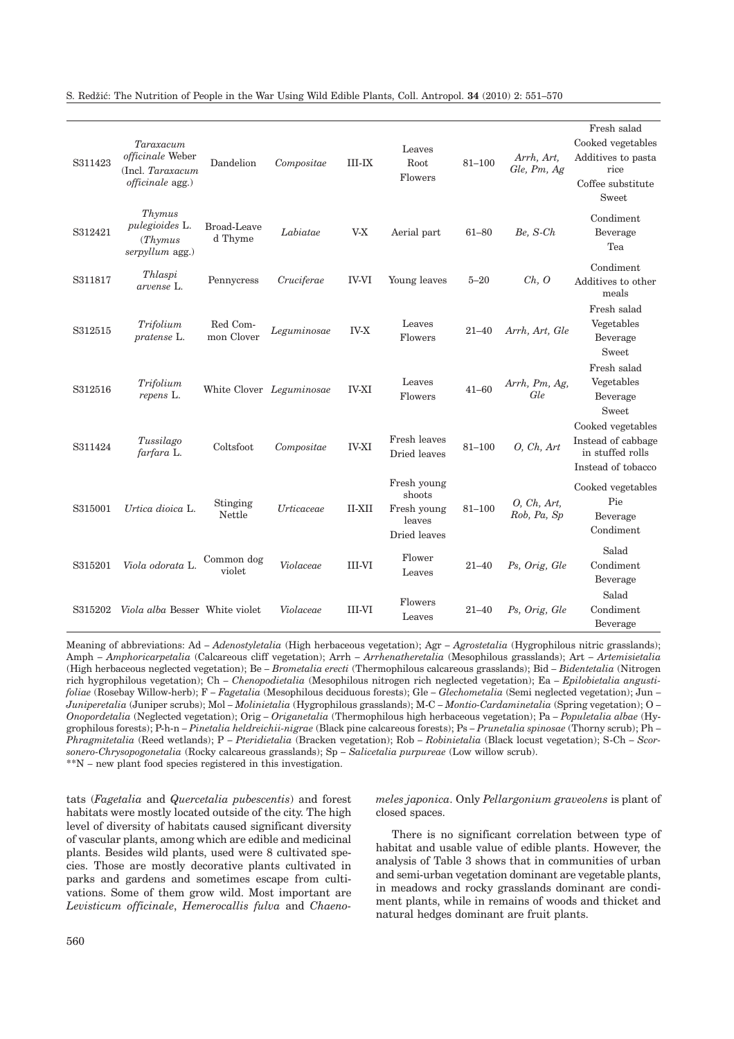| | | | | | | | | |
|---|---|---|---|---|---|---|---|---|
| S311423 | *Taraxacum officinale* Weber (Incl. *Taraxacum officinale* agg.) | Dandelion | *Compositae* | III-IX | Leaves<br>Root<br>Flowers | 81–100 | *Arrh, Art, Gle, Pm, Ag* | Fresh salad<br>Cooked vegetables<br>Additives to pasta rice<br>Coffee substitute<br>Sweet |
| S312421 | *Thymus pulegioides* L. (*Thymus serpyllum* agg.) | Broad-Leaved Thyme | *Labiatae* | V-X | Aerial part | 61–80 | *Be, S-Ch* | Condiment<br>Beverage<br>Tea |
| S311817 | *Thlaspi arvense* L. | Pennycress | *Cruciferae* | IV-VI | Young leaves | 5–20 | *Ch, O* | Condiment<br>Additives to other meals |
| S312515 | *Trifolium pratense* L. | Red Common Clover | *Leguminosae* | IV-X | Leaves<br>Flowers | 21–40 | *Arrh, Art, Gle* | Fresh salad<br>Vegetables<br>Beverage<br>Sweet |
| S312516 | *Trifolium repens* L. | White Clover | *Leguminosae* | IV-XI | Leaves<br>Flowers | 41–60 | *Arrh, Pm, Ag, Gle* | Fresh salad<br>Vegetables<br>Beverage<br>Sweet |
| S311424 | *Tussilago farfara* L. | Coltsfoot | *Compositae* | IV-XI | Fresh leaves<br>Dried leaves | 81–100 | *O, Ch, Art* | Cooked vegetables<br>Instead of cabbage in stuffed rolls<br>Instead of tobacco |
| S315001 | *Urtica dioica* L. | Stinging Nettle | *Urticaceae* | II-XII | Fresh young shoots<br>Fresh young leaves<br>Dried leaves | 81–100 | *O, Ch, Art, Rob, Pa, Sp* | Cooked vegetables<br>Pie<br>Beverage<br>Condiment |
| S315201 | *Viola odorata* L. | Common dog violet | *Violaceae* | III-VI | Flower<br>Leaves | 21–40 | *Ps, Orig, Gle* | Salad<br>Condiment<br>Beverage |
| S315202 | *Viola alba* Besser | White violet | *Violaceae* | III-VI | Flowers<br>Leaves | 21–40 | *Ps, Orig, Gle* | Salad<br>Condiment<br>Beverage |

Meaning of abbreviations: Ad – *Adenostyletalia* (High herbaceous vegetation); Agr – *Agrostetalia* (Hygrophilous nitric grasslands); Amph – *Amphoricarpetalia* (Calcareous cliff vegetation); Arrh – *Arrhenatheretalia* (Mesophilous grasslands); Art – *Artemisietalia* (High herbaceous neglected vegetation); Be – *Brometalia erecti* (Thermophilous calcareous grasslands); Bid – *Bidentetalia* (Nitrogen rich hygrophilous vegetation); Ch – *Chenopodietalia* (Mesophilous nitrogen rich neglected vegetation); Ea – *Epilobietalia angustifoliae* (Rosebay Willow-herb); F – *Fagetalia* (Mesophilous deciduous forests); Gle – *Glechometalia* (Semi neglected vegetation); Jun – *Juniperetalia* (Juniper scrubs); Mol – *Molinietalia* (Hygrophilous grasslands); M-C – *Montio-Cardaminetalia* (Spring vegetation); O – *Onopordetalia* (Neglected vegetation); Orig – *Origanetalia* (Thermophilous high herbaceous vegetation); Pa – *Populetalia albae* (Hygrophilous forests); P-h-n – *Pinetalia heldreichii-nigrae* (Black pine calcareous forests); Ps – *Prunetalia spinosae* (Thorny scrub); Ph – *Phragmitetalia* (Reed wetlands); P – *Pteridietalia* (Bracken vegetation); Rob – *Robinietalia* (Black locust vegetation); S-Ch – *Scorsonero-Chrysopogonetalia* (Rocky calcareous grasslands); Sp – *Salicetalia purpureae* (Low willow scrub).
**N – new plant food species registered in this investigation.

tats (*Fagetalia* and *Quercetalia pubescentis*) and forest habitats were mostly located outside of the city. The high level of diversity of habitats caused significant diversity of vascular plants, among which are edible and medicinal plants. Besides wild plants, used were 8 cultivated species. Those are mostly decorative plants cultivated in parks and gardens and sometimes escape from cultivations. Some of them grow wild. Most important are *Levisticum officinale*, *Hemerocallis fulva* and *Chaenomeles japonica*. Only *Pellargonium graveolens* is plant of closed spaces.

There is no significant correlation between type of habitat and usable value of edible plants. However, the analysis of Table 3 shows that in communities of urban and semi-urban vegetation dominant are vegetable plants, in meadows and rocky grasslands dominant are condiment plants, while in remains of woods and thicket and natural hedges dominant are fruit plants.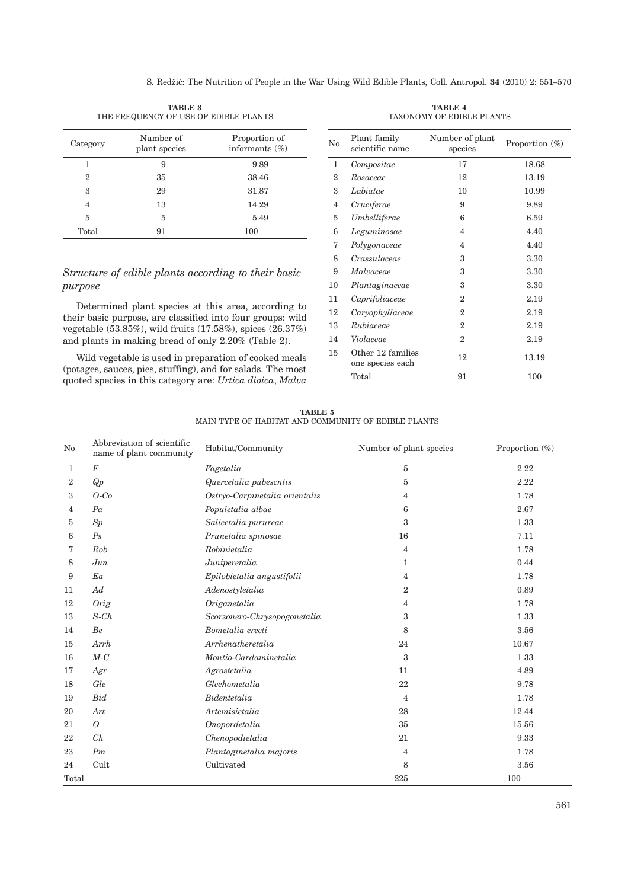**TABLE 3**
THE FREQUENCY OF USE OF EDIBLE PLANTS

| Category | Number of plant species | Proportion of informants (%) |
|---|---|---|
| 1 | 9 | 9.89 |
| 2 | 35 | 38.46 |
| 3 | 29 | 31.87 |
| 4 | 13 | 14.29 |
| 5 | 5 | 5.49 |
| Total | 91 | 100 |

### *Structure of edible plants according to their basic purpose*

Determined plant species at this area, according to their basic purpose, are classified into four groups: wild vegetable (53.85%), wild fruits (17.58%), spices (26.37%) and plants in making bread of only 2.20% (Table 2).

Wild vegetable is used in preparation of cooked meals (potages, sauces, pies, stuffing), and for salads. The most quoted species in this category are: *Urtica dioica*, *Malva*

**TABLE 4**
TAXONOMY OF EDIBLE PLANTS

| No | Plant family scientific name | Number of plant species | Proportion (%) |
|---|---|---|---|
| 1 | *Compositae* | 17 | 18.68 |
| 2 | *Rosaceae* | 12 | 13.19 |
| 3 | *Labiatae* | 10 | 10.99 |
| 4 | *Cruciferae* | 9 | 9.89 |
| 5 | *Umbelliferae* | 6 | 6.59 |
| 6 | *Leguminosae* | 4 | 4.40 |
| 7 | *Polygonaceae* | 4 | 4.40 |
| 8 | *Crassulaceae* | 3 | 3.30 |
| 9 | *Malvaceae* | 3 | 3.30 |
| 10 | *Plantaginaceae* | 3 | 3.30 |
| 11 | *Caprifoliaceae* | 2 | 2.19 |
| 12 | *Caryophyllaceae* | 2 | 2.19 |
| 13 | *Rubiaceae* | 2 | 2.19 |
| 14 | *Violaceae* | 2 | 2.19 |
| 15 | Other 12 families one species each | 12 | 13.19 |
| | Total | 91 | 100 |

**TABLE 5**
MAIN TYPE OF HABITAT AND COMMUNITY OF EDIBLE PLANTS

| No | Abbreviation of scientific name of plant community | Habitat/Community | Number of plant species | Proportion (%) |
|---|---|---|---|---|
| 1 | *F* | *Fagetalia* | 5 | 2.22 |
| 2 | *Qp* | *Quercetalia pubescntis* | 5 | 2.22 |
| 3 | *O-Co* | *Ostryo-Carpinetalia orientalis* | 4 | 1.78 |
| 4 | *Pa* | *Populetalia albae* | 6 | 2.67 |
| 5 | *Sp* | *Salicetalia purureae* | 3 | 1.33 |
| 6 | *Ps* | *Prunetalia spinosae* | 16 | 7.11 |
| 7 | *Rob* | *Robinietalia* | 4 | 1.78 |
| 8 | *Jun* | *Juniperetalia* | 1 | 0.44 |
| 9 | *Ea* | *Epilobietalia angustifolii* | 4 | 1.78 |
| 11 | *Ad* | *Adenostyletalia* | 2 | 0.89 |
| 12 | *Orig* | *Origanetalia* | 4 | 1.78 |
| 13 | *S-Ch* | *Scorzonero-Chrysopogonetalia* | 3 | 1.33 |
| 14 | *Be* | *Bometalia erecti* | 8 | 3.56 |
| 15 | *Arrh* | *Arrhenatheretalia* | 24 | 10.67 |
| 16 | *M-C* | *Montio-Cardaminetalia* | 3 | 1.33 |
| 17 | *Agr* | *Agrostetalia* | 11 | 4.89 |
| 18 | *Gle* | *Glechometalia* | 22 | 9.78 |
| 19 | *Bid* | *Bidentetalia* | 4 | 1.78 |
| 20 | *Art* | *Artemisietalia* | 28 | 12.44 |
| 21 | *O* | *Onopordetalia* | 35 | 15.56 |
| 22 | *Ch* | *Chenopodietalia* | 21 | 9.33 |
| 23 | *Pm* | *Plantaginetalia majoris* | 4 | 1.78 |
| 24 | Cult | Cultivated | 8 | 3.56 |
| Total | | | 225 | 100 |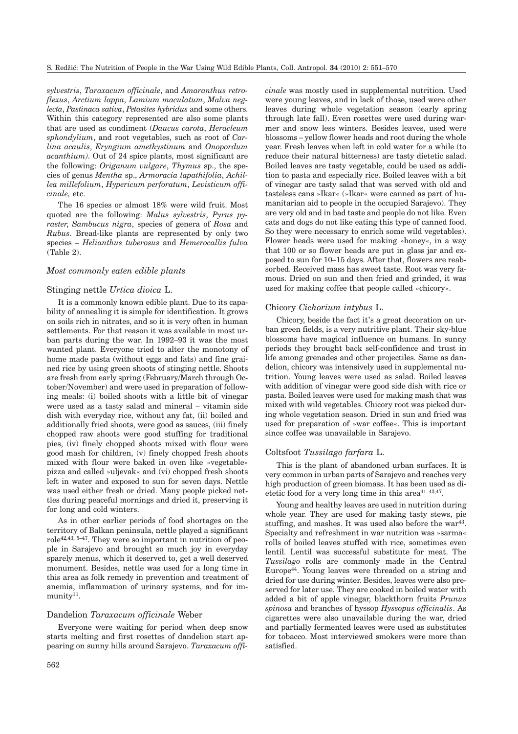*sylvestris*, *Taraxacum officinale*, and *Amaranthus retroflexus*, *Arctium lappa*, *Lamium maculatum*, *Malva neglecta*, *Pastinaca sativa*, *Petasites hybridus* and some others. Within this category represented are also some plants that are used as condiment (*Daucus carota*, *Heracleum sphondylium*, and root vegetables, such as root of *Carlina acaulis*, *Eryngium amethystinum* and *Onopordum acanthium)*. Out of 24 spice plants, most significant are the following: *Origanum vulgare*, *Thymus* sp., the species of genus *Mentha* sp., *Armoracia lapathifolia*, *Achillea millefolium*, *Hypericum perforatum*, *Levisticum officinale,* etc.

The 16 species or almost 18% were wild fruit. Most quoted are the following: *Malus sylvestris*, *Pyrus pyraster*, *Sambucus nigra*, species of genera of *Rosa* and *Rubus*. Bread-like plants are represented by only two species – *Helianthus tuberosus* and *Hemerocallis fulva* (Table 2).

### *Most commonly eaten edible plants*

#### Stinging nettle *Urtica dioica* L.

It is a commonly known edible plant. Due to its capability of annealing it is simple for identification. It grows on soils rich in nitrates, and so it is very often in human settlements. For that reason it was available in most urban parts during the war. In 1992–93 it was the most wanted plant. Everyone tried to alter the monotony of home made pasta (without eggs and fats) and fine grained rice by using green shoots of stinging nettle. Shoots are fresh from early spring (February/March through October/November) and were used in preparation of following meals: (i) boiled shoots with a little bit of vinegar were used as a tasty salad and mineral – vitamin side dish with everyday rice, without any fat, (ii) boiled and additionally fried shoots, were good as sauces, (iii) finely chopped raw shoots were good stuffing for traditional pies, (iv) finely chopped shoots mixed with flour were good mash for children, (v) finely chopped fresh shoots mixed with flour were baked in oven like »vegetable« pizza and called »uljevak« and (vi) chopped fresh shoots left in water and exposed to sun for seven days. Nettle was used either fresh or dried. Many people picked nettles during peaceful mornings and dried it, preserving it for long and cold winters.

As in other earlier periods of food shortages on the territory of Balkan peninsula, nettle played a significant role[42,43, 5–47]. They were so important in nutrition of people in Sarajevo and brought so much joy in everyday sparely menus, which it deserved to, get a well deserved monument. Besides, nettle was used for a long time in this area as folk remedy in prevention and treatment of anemia, inflammation of urinary systems, and for immunity[11].

#### Dandelion *Taraxacum officinale* Weber

Everyone were waiting for period when deep snow starts melting and first rosettes of dandelion start appearing on sunny hills around Sarajevo. *Taraxacum officinale* was mostly used in supplemental nutrition. Used were young leaves, and in lack of those, used were other leaves during whole vegetation season (early spring through late fall). Even rosettes were used during warmer and snow less winters. Besides leaves, used were blossoms – yellow flower heads and root during the whole year. Fresh leaves when left in cold water for a while (to reduce their natural bitterness) are tasty dietetic salad. Boiled leaves are tasty vegetable, could be used as addition to pasta and especially rice. Boiled leaves with a bit of vinegar are tasty salad that was served with old and tasteless cans »Ikar« (»Ikar« were canned as part of humanitarian aid to people in the occupied Sarajevo). They are very old and in bad taste and people do not like. Even cats and dogs do not like eating this type of canned food. So they were necessary to enrich some wild vegetables). Flower heads were used for making »honey«, in a way that 100 or so flower heads are put in glass jar and exposed to sun for 10–15 days. After that, flowers are reabsorbed. Received mass has sweet taste. Root was very famous. Dried on sun and then fried and grinded, it was used for making coffee that people called »chicory«.

#### Chicory *Cichorium intybus* L.

Chicory, beside the fact it's a great decoration on urban green fields, is a very nutritive plant. Their sky-blue blossoms have magical influence on humans. In sunny periods they brought back self-confidence and trust in life among grenades and other projectiles. Same as dandelion, chicory was intensively used in supplemental nutrition. Young leaves were used as salad. Boiled leaves with addition of vinegar were good side dish with rice or pasta. Boiled leaves were used for making mash that was mixed with wild vegetables. Chicory root was picked during whole vegetation season. Dried in sun and fried was used for preparation of »war coffee«. This is important since coffee was unavailable in Sarajevo.

#### Coltsfoot *Tussilago farfara* L.

This is the plant of abandoned urban surfaces. It is very common in urban parts of Sarajevo and reaches very high production of green biomass. It has been used as dietetic food for a very long time in this area[41–43,47].

Young and healthy leaves are used in nutrition during whole year. They are used for making tasty stews, pie stuffing, and mashes. It was used also before the war[43]. Specialty and refreshment in war nutrition was »sarma« rolls of boiled leaves stuffed with rice, sometimes even lentil. Lentil was successful substitute for meat. The *Tussilago* rolls are commonly made in the Central Europe[44]. Young leaves were threaded on a string and dried for use during winter. Besides, leaves were also preserved for later use. They are cooked in boiled water with added a bit of apple vinegar, blackthorn fruits *Prunus spinosa* and branches of hyssop *Hyssopus officinalis*. As cigarettes were also unavailable during the war, dried and partially fermented leaves were used as substitutes for tobacco. Most interviewed smokers were more than satisfied.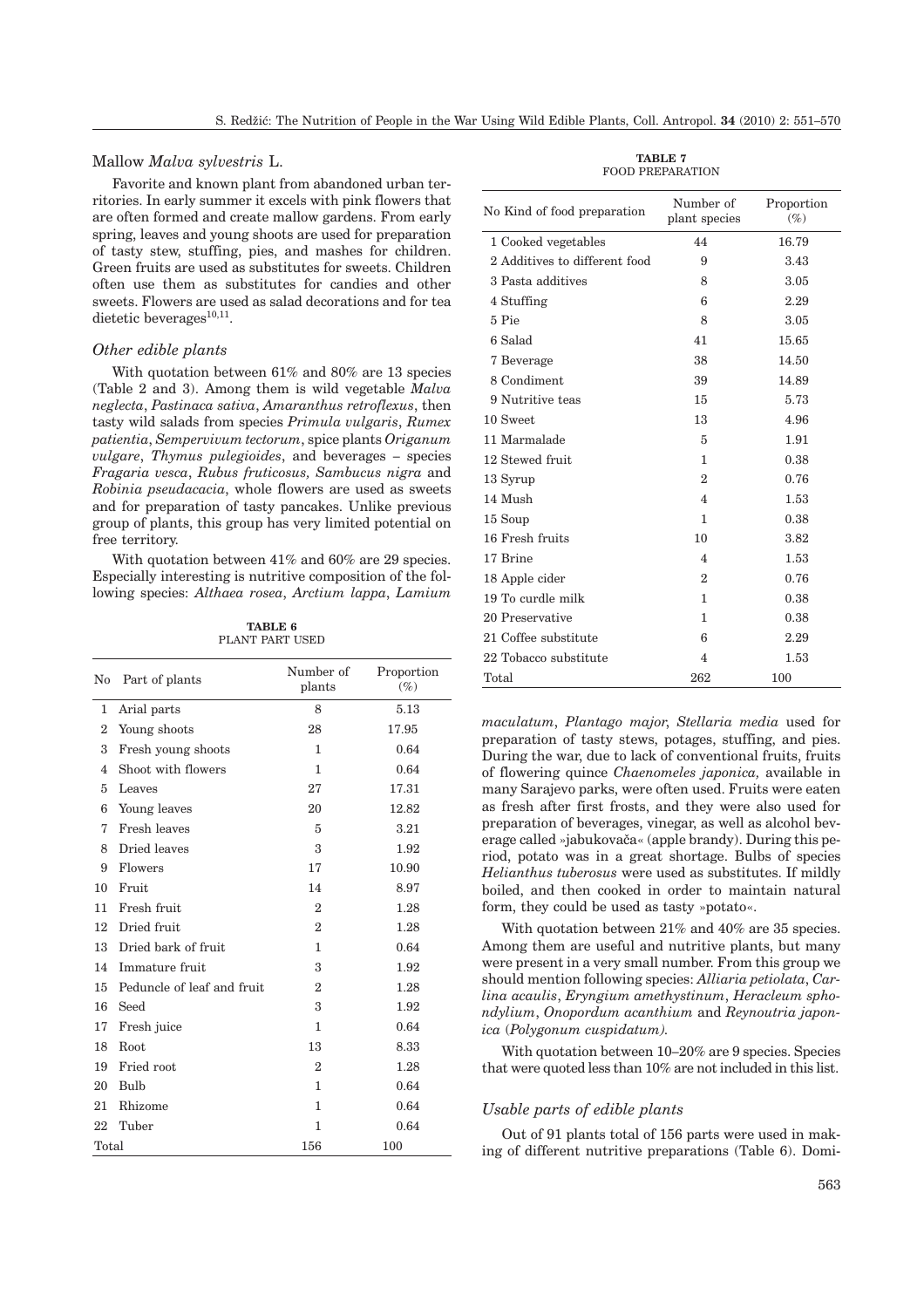## Mallow *Malva sylvestris* L.

Favorite and known plant from abandoned urban territories. In early summer it excels with pink flowers that are often formed and create mallow gardens. From early spring, leaves and young shoots are used for preparation of tasty stew, stuffing, pies, and mashes for children. Green fruits are used as substitutes for sweets. Children often use them as substitutes for candies and other sweets. Flowers are used as salad decorations and for tea dietetic beverages[10,11].

### *Other edible plants*

With quotation between 61% and 80% are 13 species (Table 2 and 3). Among them is wild vegetable *Malva neglecta*, *Pastinaca sativa*, *Amaranthus retroflexus*, then tasty wild salads from species *Primula vulgaris*, *Rumex patientia*, *Sempervivum tectorum*, spice plants *Origanum vulgare*, *Thymus pulegioides*, and beverages – species *Fragaria vesca*, *Rubus fruticosus, Sambucus nigra* and *Robinia pseudacacia*, whole flowers are used as sweets and for preparation of tasty pancakes. Unlike previous group of plants, this group has very limited potential on free territory.

With quotation between 41% and 60% are 29 species. Especially interesting is nutritive composition of the following species: *Althaea rosea*, *Arctium lappa*, *Lamium maculatum*, *Plantago major*, *Stellaria media* used for preparation of tasty stews, potages, stuffing, and pies. During the war, due to lack of conventional fruits, fruits of flowering quince *Chaenomeles japonica,* available in many Sarajevo parks, were often used. Fruits were eaten as fresh after first frosts, and they were also used for preparation of beverages, vinegar, as well as alcohol beverage called »jabukovača« (apple brandy). During this period, potato was in a great shortage. Bulbs of species *Helianthus tuberosus* were used as substitutes. If mildly boiled, and then cooked in order to maintain natural form, they could be used as tasty »potato«.

**TABLE 6**
PLANT PART USED

| No | Part of plants | Number of plants | Proportion (%) |
|---|---|---|---|
| 1 | Arial parts | 8 | 5.13 |
| 2 | Young shoots | 28 | 17.95 |
| 3 | Fresh young shoots | 1 | 0.64 |
| 4 | Shoot with flowers | 1 | 0.64 |
| 5 | Leaves | 27 | 17.31 |
| 6 | Young leaves | 20 | 12.82 |
| 7 | Fresh leaves | 5 | 3.21 |
| 8 | Dried leaves | 3 | 1.92 |
| 9 | Flowers | 17 | 10.90 |
| 10 | Fruit | 14 | 8.97 |
| 11 | Fresh fruit | 2 | 1.28 |
| 12 | Dried fruit | 2 | 1.28 |
| 13 | Dried bark of fruit | 1 | 0.64 |
| 14 | Immature fruit | 3 | 1.92 |
| 15 | Peduncle of leaf and fruit | 2 | 1.28 |
| 16 | Seed | 3 | 1.92 |
| 17 | Fresh juice | 1 | 0.64 |
| 18 | Root | 13 | 8.33 |
| 19 | Fried root | 2 | 1.28 |
| 20 | Bulb | 1 | 0.64 |
| 21 | Rhizome | 1 | 0.64 |
| 22 | Tuber | 1 | 0.64 |
| Total | | 156 | 100 |

**TABLE 7**
FOOD PREPARATION

| No Kind of food preparation | Number of plant species | Proportion (%) |
|---|---|---|
| 1 Cooked vegetables | 44 | 16.79 |
| 2 Additives to different food | 9 | 3.43 |
| 3 Pasta additives | 8 | 3.05 |
| 4 Stuffing | 6 | 2.29 |
| 5 Pie | 8 | 3.05 |
| 6 Salad | 41 | 15.65 |
| 7 Beverage | 38 | 14.50 |
| 8 Condiment | 39 | 14.89 |
| 9 Nutritive teas | 15 | 5.73 |
| 10 Sweet | 13 | 4.96 |
| 11 Marmalade | 5 | 1.91 |
| 12 Stewed fruit | 1 | 0.38 |
| 13 Syrup | 2 | 0.76 |
| 14 Mush | 4 | 1.53 |
| 15 Soup | 1 | 0.38 |
| 16 Fresh fruits | 10 | 3.82 |
| 17 Brine | 4 | 1.53 |
| 18 Apple cider | 2 | 0.76 |
| 19 To curdle milk | 1 | 0.38 |
| 20 Preservative | 1 | 0.38 |
| 21 Coffee substitute | 6 | 2.29 |
| 22 Tobacco substitute | 4 | 1.53 |
| Total | 262 | 100 |

With quotation between 21% and 40% are 35 species. Among them are useful and nutritive plants, but many were present in a very small number. From this group we should mention following species: *Alliaria petiolata*, *Carlina acaulis*, *Eryngium amethystinum*, *Heracleum sphondylium*, *Onopordum acanthium* and *Reynoutria japonica* (*Polygonum cuspidatum).*

With quotation between 10–20% are 9 species. Species that were quoted less than 10% are not included in this list.

### *Usable parts of edible plants*

Out of 91 plants total of 156 parts were used in making of different nutritive preparations (Table 6). Domi-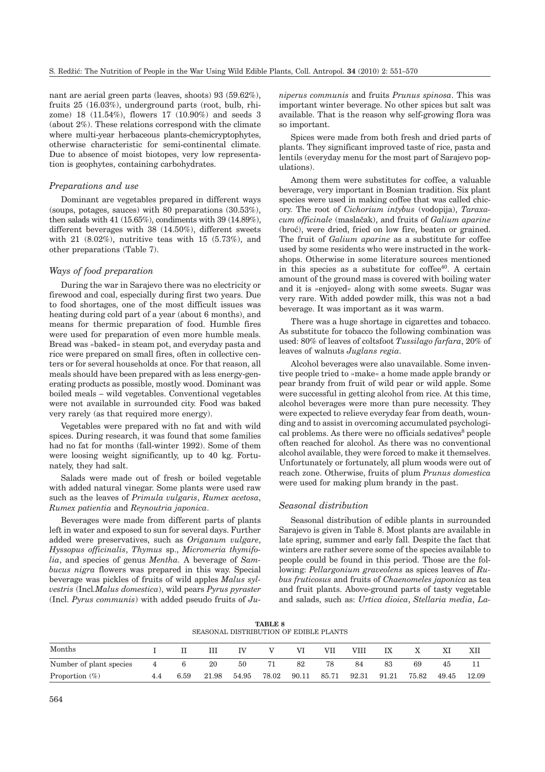nant are aerial green parts (leaves, shoots) 93 (59.62%), fruits 25 (16.03%), underground parts (root, bulb, rhizome) 18 (11.54%), flowers 17 (10.90%) and seeds 3 (about 2%). These relations correspond with the climate where multi-year herbaceous plants-chemicryptophytes, otherwise characteristic for semi-continental climate. Due to absence of moist biotopes, very low representation is geophytes, containing carbohydrates.

### *Preparations and use*

Dominant are vegetables prepared in different ways (soups, potages, sauces) with 80 preparations (30.53%), then salads with 41 (15.65%), condiments with 39 (14.89%), different beverages with 38 (14.50%), different sweets with 21 (8.02%), nutritive teas with 15 (5.73%), and other preparations (Table 7).

### *Ways of food preparation*

During the war in Sarajevo there was no electricity or firewood and coal, especially during first two years. Due to food shortages, one of the most difficult issues was heating during cold part of a year (about 6 months), and means for thermic preparation of food. Humble fires were used for preparation of even more humble meals. Bread was »baked« in steam pot, and everyday pasta and rice were prepared on small fires, often in collective centers or for several households at once. For that reason, all meals should have been prepared with as less energy-generating products as possible, mostly wood. Dominant was boiled meals – wild vegetables. Conventional vegetables were not available in surrounded city. Food was baked very rarely (as that required more energy).

Vegetables were prepared with no fat and with wild spices. During research, it was found that some families had no fat for months (fall-winter 1992). Some of them were loosing weight significantly, up to 40 kg. Fortunately, they had salt.

Salads were made out of fresh or boiled vegetable with added natural vinegar. Some plants were used raw such as the leaves of *Primula vulgaris*, *Rumex acetosa*, *Rumex patientia* and *Reynoutria japonica*.

Beverages were made from different parts of plants left in water and exposed to sun for several days. Further added were preservatives, such as *Origanum vulgare*, *Hyssopus officinalis*, *Thymus* sp., *Micromeria thymifolia*, and species of genus *Mentha*. A beverage of *Sambucus nigra* flowers was prepared in this way. Special beverage was pickles of fruits of wild apples *Malus sylvestris* (Incl.*Malus domestica*), wild pears *Pyrus pyraster* (Incl. *Pyrus communis*) with added pseudo fruits of *Juniperus communis* and fruits *Prunus spinosa*. This was important winter beverage. No other spices but salt was available. That is the reason why self-growing flora was so important.

Spices were made from both fresh and dried parts of plants. They significant improved taste of rice, pasta and lentils (everyday menu for the most part of Sarajevo populations).

Among them were substitutes for coffee, a valuable beverage, very important in Bosnian tradition. Six plant species were used in making coffee that was called chicory. The root of *Cichorium intybus* (vodopija), *Taraxacum officinale* (maslačak), and fruits of *Galium aparine* (broć), were dried, fried on low fire, beaten or grained. The fruit of *Galium aparine* as a substitute for coffee used by some residents who were instructed in the workshops. Otherwise in some literature sources mentioned in this species as a substitute for coffee[40]. A certain amount of the ground mass is covered with boiling water and it is »enjoyed« along with some sweets. Sugar was very rare. With added powder milk, this was not a bad beverage. It was important as it was warm.

There was a huge shortage in cigarettes and tobacco. As substitute for tobacco the following combination was used: 80% of leaves of coltsfoot *Tussilago farfara*, 20% of leaves of walnuts *Juglans regia*.

Alcohol beverages were also unavailable. Some inventive people tried to »make« a home made apple brandy or pear brandy from fruit of wild pear or wild apple. Some were successful in getting alcohol from rice. At this time, alcohol beverages were more than pure necessity. They were expected to relieve everyday fear from death, wounding and to assist in overcoming accumulated psychological problems. As there were no officials sedatives[8] people often reached for alcohol. As there was no conventional alcohol available, they were forced to make it themselves. Unfortunately or fortunately, all plum woods were out of reach zone. Otherwise, fruits of plum *Prunus domestica* were used for making plum brandy in the past.

### *Seasonal distribution*

Seasonal distribution of edible plants in surrounded Sarajevo is given in Table 8. Most plants are available in late spring, summer and early fall. Despite the fact that winters are rather severe some of the species available to people could be found in this period. Those are the following: *Pellargonium graveolens* as spices leaves of *Rubus fruticosus* and fruits of *Chaenomeles japonica* as tea and fruit plants. Above-ground parts of tasty vegetable and salads, such as: *Urtica dioica*, *Stellaria media*, *La-*

**TABLE 8**
SEASONAL DISTRIBUTION OF EDIBLE PLANTS

| Months | I | II | III | IV | V | VI | VII | VIII | IX | X | XI | XII |
|---|---|---|---|---|---|---|---|---|---|---|---|---|
| Number of plant species | 4 | 6 | 20 | 50 | 71 | 82 | 78 | 84 | 83 | 69 | 45 | 11 |
| Proportion (%) | 4.4 | 6.59 | 21.98 | 54.95 | 78.02 | 90.11 | 85.71 | 92.31 | 91.21 | 75.82 | 49.45 | 12.09 |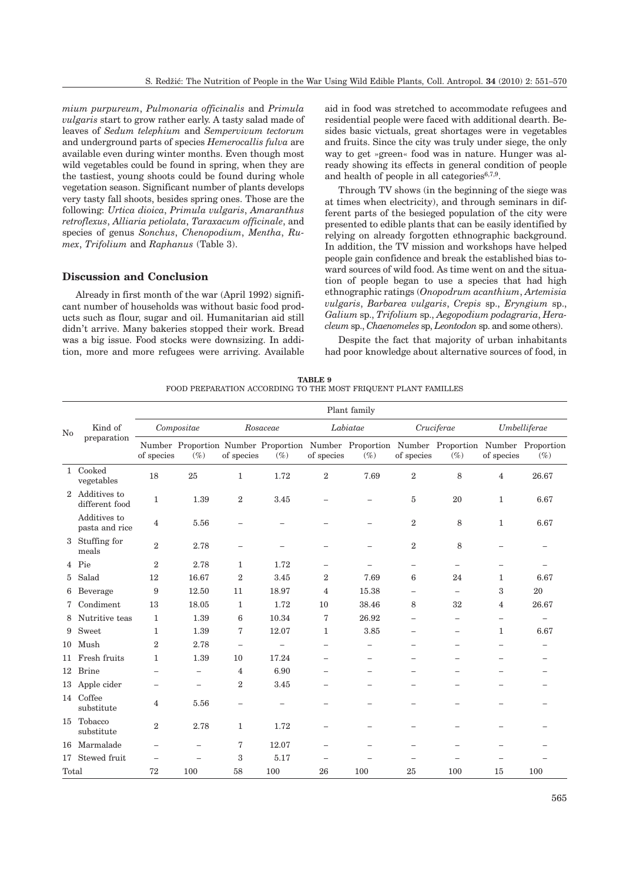*mium purpureum*, *Pulmonaria officinalis* and *Primula vulgaris* start to grow rather early. A tasty salad made of leaves of *Sedum telephium* and *Sempervivum tectorum* and underground parts of species *Hemerocallis fulva* are available even during winter months. Even though most wild vegetables could be found in spring, when they are the tastiest, young shoots could be found during whole vegetation season. Significant number of plants develops very tasty fall shoots, besides spring ones. Those are the following: *Urtica dioica*, *Primula vulgaris*, *Amaranthus retroflexus*, *Alliaria petiolata*, *Taraxacum officinale*, and species of genus *Sonchus*, *Chenopodium*, *Mentha*, *Rumex*, *Trifolium* and *Raphanus* (Table 3).

## Discussion and Conclusion

Already in first month of the war (April 1992) significant number of households was without basic food products such as flour, sugar and oil. Humanitarian aid still didn't arrive. Many bakeries stopped their work. Bread was a big issue. Food stocks were downsizing. In addition, more and more refugees were arriving. Available aid in food was stretched to accommodate refugees and residential people were faced with additional dearth. Besides basic victuals, great shortages were in vegetables and fruits. Since the city was truly under siege, the only way to get »green« food was in nature. Hunger was already showing its effects in general condition of people and health of people in all categories[6,7,9].

Through TV shows (in the beginning of the siege was at times when electricity), and through seminars in different parts of the besieged population of the city were presented to edible plants that can be easily identified by relying on already forgotten ethnographic background. In addition, the TV mission and workshops have helped people gain confidence and break the established bias toward sources of wild food. As time went on and the situation of people began to use a species that had high ethnographic ratings (*Onopodrum acanthium*, *Artemisia vulgaris*, *Barbarea vulgaris*, *Crepis* sp., *Eryngium* sp., *Galium* sp., *Trifolium* sp., *Aegopodium podagraria*, *Heracleum* sp., *Chaenomeles* sp, *Leontodon* sp. and some others).

Despite the fact that majority of urban inhabitants had poor knowledge about alternative sources of food, in

**TABLE 9**
FOOD PREPARATION ACCORDING TO THE MOST FRIQUENT PLANT FAMILLES

| No | Kind of preparation | Plant family | | | | | | | | | |
|---|---|---|---|---|---|---|---|---|---|---|---|
| | | *Compositae* | | *Rosaceae* | | *Labiatae* | | *Cruciferae* | | *Umbelliferae* | |
| | | Number of species | Proportion (%) | Number of species | Proportion (%) | Number of species | Proportion (%) | Number of species | Proportion (%) | Number of species | Proportion (%) |
| 1 | Cooked vegetables | 18 | 25 | 1 | 1.72 | 2 | 7.69 | 2 | 8 | 4 | 26.67 |
| 2 | Additives to different food | 1 | 1.39 | 2 | 3.45 | – | – | 5 | 20 | 1 | 6.67 |
| | Additives to pasta and rice | 4 | 5.56 | – | – | – | – | 2 | 8 | 1 | 6.67 |
| 3 | Stuffing for meals | 2 | 2.78 | – | – | – | – | 2 | 8 | – | – |
| 4 | Pie | 2 | 2.78 | 1 | 1.72 | – | – | – | – | – | – |
| 5 | Salad | 12 | 16.67 | 2 | 3.45 | 2 | 7.69 | 6 | 24 | 1 | 6.67 |
| 6 | Beverage | 9 | 12.50 | 11 | 18.97 | 4 | 15.38 | – | – | 3 | 20 |
| 7 | Condiment | 13 | 18.05 | 1 | 1.72 | 10 | 38.46 | 8 | 32 | 4 | 26.67 |
| 8 | Nutritive teas | 1 | 1.39 | 6 | 10.34 | 7 | 26.92 | – | – | – | – |
| 9 | Sweet | 1 | 1.39 | 7 | 12.07 | 1 | 3.85 | – | – | 1 | 6.67 |
| 10 | Mush | 2 | 2.78 | – | – | – | – | – | – | – | – |
| 11 | Fresh fruits | 1 | 1.39 | 10 | 17.24 | – | – | – | – | – | – |
| 12 | Brine | – | – | 4 | 6.90 | – | – | – | – | – | – |
| 13 | Apple cider | – | – | 2 | 3.45 | – | – | – | – | – | – |
| 14 | Coffee substitute | 4 | 5.56 | – | – | – | – | – | – | – | – |
| 15 | Tobacco substitute | 2 | 2.78 | 1 | 1.72 | – | – | – | – | – | – |
| 16 | Marmalade | – | – | 7 | 12.07 | – | – | – | – | – | – |
| 17 | Stewed fruit | – | – | 3 | 5.17 | – | – | – | – | – | – |
| Total | | 72 | 100 | 58 | 100 | 26 | 100 | 25 | 100 | 15 | 100 |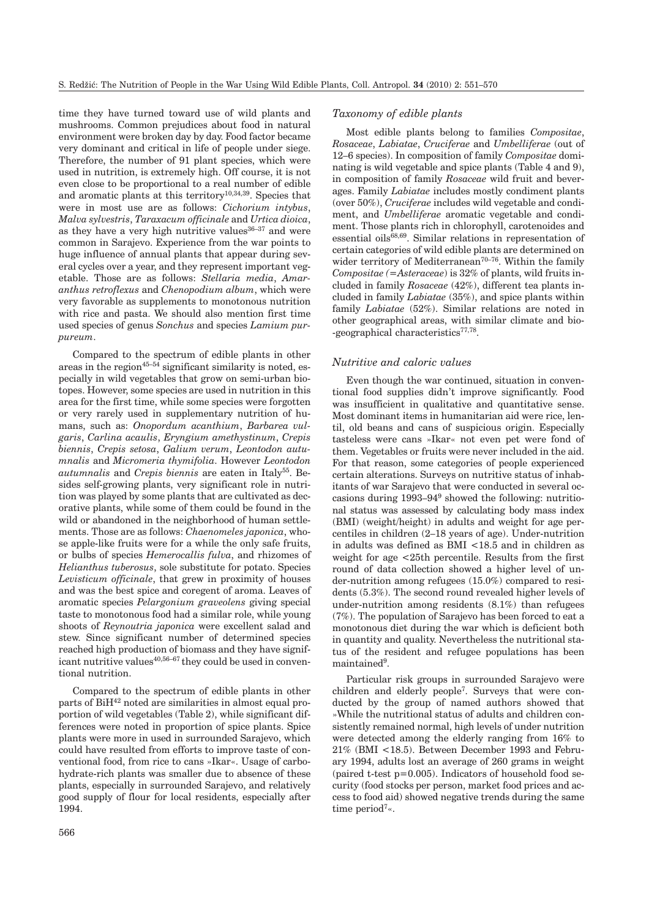time they have turned toward use of wild plants and mushrooms. Common prejudices about food in natural environment were broken day by day. Food factor became very dominant and critical in life of people under siege. Therefore, the number of 91 plant species, which were used in nutrition, is extremely high. Off course, it is not even close to be proportional to a real number of edible and aromatic plants at this territory[10,34,39]. Species that were in most use are as follows: *Cichorium intybus*, *Malva sylvestris*, *Taraxacum officinale* and *Urtica dioica*, as they have a very high nutritive values[36–37] and were common in Sarajevo. Experience from the war points to huge influence of annual plants that appear during several cycles over a year, and they represent important vegetable. Those are as follows: *Stellaria media*, *Amaranthus retroflexus* and *Chenopodium album*, which were very favorable as supplements to monotonous nutrition with rice and pasta. We should also mention first time used species of genus *Sonchus* and species *Lamium purpureum*.

Compared to the spectrum of edible plants in other areas in the region[45–54] significant similarity is noted, especially in wild vegetables that grow on semi-urban biotopes. However, some species are used in nutrition in this area for the first time, while some species were forgotten or very rarely used in supplementary nutrition of humans, such as: *Onopordum acanthium*, *Barbarea vulgaris*, *Carlina acaulis*, *Eryngium amethystinum*, *Crepis biennis*, *Crepis setosa*, *Galium verum*, *Leontodon autumnalis* and *Micromeria thymifolia*. However *Leontodon autumnalis* and *Crepis biennis* are eaten in Italy[55]. Besides self-growing plants, very significant role in nutrition was played by some plants that are cultivated as decorative plants, while some of them could be found in the wild or abandoned in the neighborhood of human settlements. Those are as follows: *Chaenomeles japonica*, whose apple-like fruits were for a while the only safe fruits, or bulbs of species *Hemerocallis fulva*, and rhizomes of *Helianthus tuberosus*, sole substitute for potato. Species *Levisticum officinale*, that grew in proximity of houses and was the best spice and coregent of aroma. Leaves of aromatic species *Pelargonium graveolens* giving special taste to monotonous food had a similar role, while young shoots of *Reynoutria japonica* were excellent salad and stew. Since significant number of determined species reached high production of biomass and they have significant nutritive values[40,56–67] they could be used in conventional nutrition.

Compared to the spectrum of edible plants in other parts of BiH[42] noted are similarities in almost equal proportion of wild vegetables (Table 2), while significant differences were noted in proportion of spice plants. Spice plants were more in used in surrounded Sarajevo, which could have resulted from efforts to improve taste of conventional food, from rice to cans »Ikar«. Usage of carbohydrate-rich plants was smaller due to absence of these plants, especially in surrounded Sarajevo, and relatively good supply of flour for local residents, especially after 1994.

### *Taxonomy of edible plants*

Most edible plants belong to families *Compositae*, *Rosaceae*, *Labiatae*, *Cruciferae* and *Umbelliferae* (out of 12–6 species). In composition of family *Compositae* dominating is wild vegetable and spice plants (Table 4 and 9), in composition of family *Rosaceae* wild fruit and beverages. Family *Labiatae* includes mostly condiment plants (over 50%), *Cruciferae* includes wild vegetable and condiment, and *Umbelliferae* aromatic vegetable and condiment. Those plants rich in chlorophyll, carotenoides and essential oils[68,69]. Similar relations in representation of certain categories of wild edible plants are determined on wider territory of Mediterranean[70–76]. Within the family *Compositae (=Asteraceae)* is 32% of plants, wild fruits included in family *Rosaceae* (42%), different tea plants included in family *Labiatae* (35%), and spice plants within family *Labiatae* (52%). Similar relations are noted in other geographical areas, with similar climate and bio-geographical characteristics[77,78].

### *Nutritive and caloric values*

Even though the war continued, situation in conventional food supplies didn't improve significantly. Food was insufficient in qualitative and quantitative sense. Most dominant items in humanitarian aid were rice, lentil, old beans and cans of suspicious origin. Especially tasteless were cans »Ikar« not even pet were fond of them. Vegetables or fruits were never included in the aid. For that reason, some categories of people experienced certain alterations. Surveys on nutritive status of inhabitants of war Sarajevo that were conducted in several occasions during 1993–94[9] showed the following: nutritional status was assessed by calculating body mass index (BMI) (weight/height) in adults and weight for age percentiles in children (2–18 years of age). Under-nutrition in adults was defined as BMI <18.5 and in children as weight for age <25th percentile. Results from the first round of data collection showed a higher level of under-nutrition among refugees (15.0%) compared to residents (5.3%). The second round revealed higher levels of under-nutrition among residents (8.1%) than refugees (7%). The population of Sarajevo has been forced to eat a monotonous diet during the war which is deficient both in quantity and quality. Nevertheless the nutritional status of the resident and refugee populations has been maintained[9].

Particular risk groups in surrounded Sarajevo were children and elderly people[7]. Surveys that were conducted by the group of named authors showed that »While the nutritional status of adults and children consistently remained normal, high levels of under nutrition were detected among the elderly ranging from 16% to 21% (BMI <18.5). Between December 1993 and February 1994, adults lost an average of 260 grams in weight (paired t-test $p=0.005$). Indicators of household food security (food stocks per person, market food prices and access to food aid) showed negative trends during the same time period[7]«.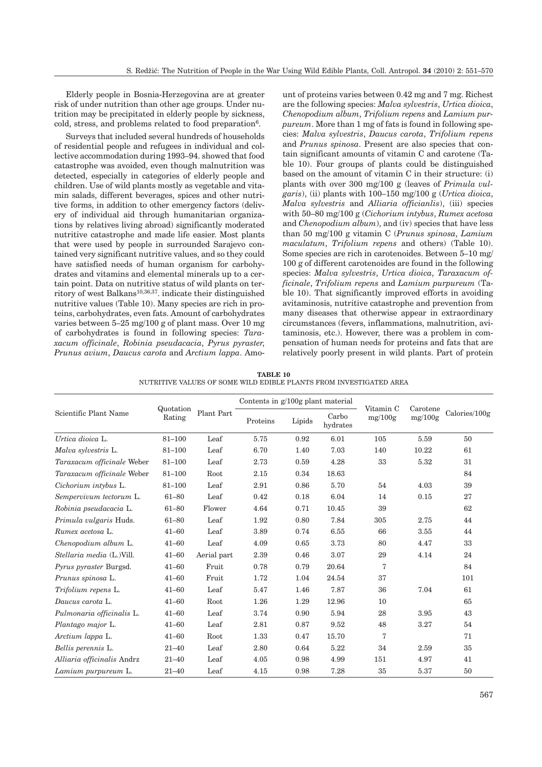Elderly people in Bosnia-Herzegovina are at greater risk of under nutrition than other age groups. Under nutrition may be precipitated in elderly people by sickness, cold, stress, and problems related to food preparation[6].

Surveys that included several hundreds of households of residential people and refugees in individual and collective accommodation during 1993–94. showed that food catastrophe was avoided, even though malnutrition was detected, especially in categories of elderly people and children. Use of wild plants mostly as vegetable and vitamin salads, different beverages, spices and other nutritive forms, in addition to other emergency factors (delivery of individual aid through humanitarian organizations by relatives living abroad) significantly moderated nutritive catastrophe and made life easier. Most plants that were used by people in surrounded Sarajevo contained very significant nutritive values, and so they could have satisfied needs of human organism for carbohydrates and vitamins and elemental minerals up to a certain point. Data on nutritive status of wild plants on territory of west Balkans[10,36,37]. indicate their distinguished nutritive values (Table 10). Many species are rich in proteins, carbohydrates, even fats. Amount of carbohydrates varies between 5–25 mg/100 g of plant mass. Over 10 mg of carbohydrates is found in following species: *Taraxacum officinale*, *Robinia pseudacacia*, *Pyrus pyraster*, *Prunus avium*, *Daucus carota* and *Arctium lappa*. Amount of proteins varies between 0.42 mg and 7 mg. Richest are the following species: *Malva sylvestris*, *Urtica dioica*, *Chenopodium album*, *Trifolium repens* and *Lamium purpureum*. More than 1 mg of fats is found in following species: *Malva sylvestris*, *Daucus carota*, *Trifolium repens* and *Prunus spinosa*. Present are also species that contain significant amounts of vitamin C and carotene (Table 10). Four groups of plants could be distinguished based on the amount of vitamin C in their structure: (i) plants with over 300 mg/100 g (leaves of *Primula vulgaris*), (ii) plants with 100–150 mg/100 g (*Urtica dioica*, *Malva sylvestris* and *Alliaria officianlis*), (iii) species with 50–80 mg/100 g (*Cichorium intybus*, *Rumex acetosa* and *Chenopodium album*), and (iv) species that have less than 50 mg/100 g vitamin C (*Prunus spinosa*, *Lamium maculatum*, *Trifolium repens* and others) (Table 10). Some species are rich in carotenoides. Between 5–10 mg/100 g of different carotenoides are found in the following species: *Malva sylvestris*, *Urtica dioica*, *Taraxacum officinale*, *Trifolium repens* and *Lamium purpureum* (Table 10). That significantly improved efforts in avoiding avitaminosis, nutritive catastrophe and prevention from many diseases that otherwise appear in extraordinary circumstances (fevers, inflammations, malnutrition, avitaminosis, etc.). However, there was a problem in compensation of human needs for proteins and fats that are relatively poorly present in wild plants. Part of protein

**TABLE 10**
NUTRITIVE VALUES OF SOME WILD EDIBLE PLANTS FROM INVESTIGATED AREA

| Scientific Plant Name | Quotation Rating | Plant Part | Contents in g/100g plant material | | | Vitamin C mg/100g | Carotene mg/100g | Calories/100g |
|---|---|---|---|---|---|---|---|---|
| | | | Proteins | Lipids | Carbo hydrates | | | |
| *Urtica dioica* L. | 81–100 | Leaf | 5.75 | 0.92 | 6.01 | 105 | 5.59 | 50 |
| *Malva sylvestris* L. | 81–100 | Leaf | 6.70 | 1.40 | 7.03 | 140 | 10.22 | 61 |
| *Taraxacum officinale* Weber | 81–100 | Leaf | 2.73 | 0.59 | 4.28 | 33 | 5.32 | 31 |
| *Taraxacum officinale* Weber | 81–100 | Root | 2.15 | 0.34 | 18.63 | | | 84 |
| *Cichorium intybus* L. | 81–100 | Leaf | 2.91 | 0.86 | 5.70 | 54 | 4.03 | 39 |
| *Sempervivum tectorum* L. | 61–80 | Leaf | 0.42 | 0.18 | 6.04 | 14 | 0.15 | 27 |
| *Robinia pseudacacia* L. | 61–80 | Flower | 4.64 | 0.71 | 10.45 | 39 | | 62 |
| *Primula vulgaris* Huds. | 61–80 | Leaf | 1.92 | 0.80 | 7.84 | 305 | 2.75 | 44 |
| *Rumex acetosa* L. | 41–60 | Leaf | 3.89 | 0.74 | 6.55 | 66 | 3.55 | 44 |
| *Chenopodium album* L. | 41–60 | Leaf | 4.09 | 0.65 | 3.73 | 80 | 4.47 | 33 |
| *Stellaria media* (L.)Vill. | 41–60 | Aerial part | 2.39 | 0.46 | 3.07 | 29 | 4.14 | 24 |
| *Pyrus pyraster* Burgsd. | 41–60 | Fruit | 0.78 | 0.79 | 20.64 | 7 | | 84 |
| *Prunus spinosa* L. | 41–60 | Fruit | 1.72 | 1.04 | 24.54 | 37 | | 101 |
| *Trifolium repens* L. | 41–60 | Leaf | 5.47 | 1.46 | 7.87 | 36 | 7.04 | 61 |
| *Daucus carota* L. | 41–60 | Root | 1.26 | 1.29 | 12.96 | 10 | | 65 |
| *Pulmonaria officinalis* L. | 41–60 | Leaf | 3.74 | 0.90 | 5.94 | 28 | 3.95 | 43 |
| *Plantago major* L. | 41–60 | Leaf | 2.81 | 0.87 | 9.52 | 48 | 3.27 | 54 |
| *Arctium lappa* L. | 41–60 | Root | 1.33 | 0.47 | 15.70 | 7 | | 71 |
| *Bellis perennis* L. | 21–40 | Leaf | 2.80 | 0.64 | 5.22 | 34 | 2.59 | 35 |
| *Alliaria officinalis* Andrz | 21–40 | Leaf | 4.05 | 0.98 | 4.99 | 151 | 4.97 | 41 |
| *Lamium purpureum* L. | 21–40 | Leaf | 4.15 | 0.98 | 7.28 | 35 | 5.37 | 50 |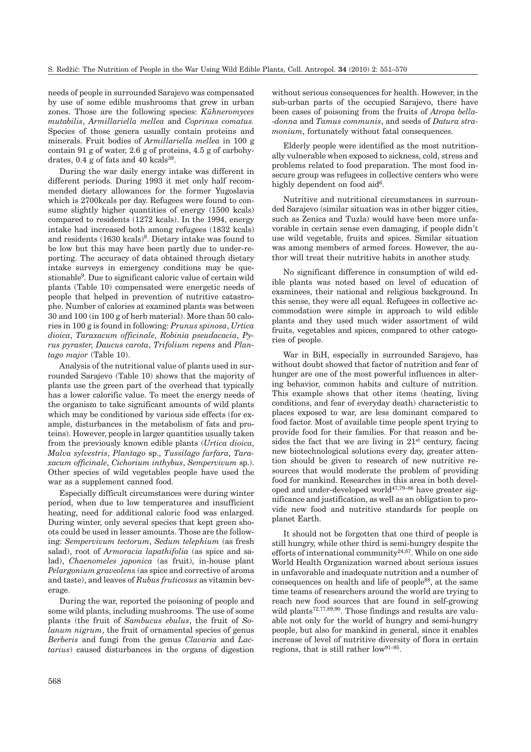needs of people in surrounded Sarajevo was compensated by use of some edible mushrooms that grew in urban zones. Those are the following species: *Kühneromyces mutabilis*, *Armillariella mellea* and *Coprinus comatus*. Species of those genera usually contain proteins and minerals. Fruit bodies of *Armillariella mellea* in 100 g contain 91 g of water, 2.6 g of proteins, 4.5 g of carbohydrates, 0.4 g of fats and 40 kcals[39].

During the war daily energy intake was different in different periods. During 1993 it met only half recommended dietary allowances for the former Yugoslavia which is 2700kcals per day. Refugees were found to consume slightly higher quantities of energy (1500 kcals) compared to residents (1272 kcals). In the 1994, energy intake had increased both among refugees (1832 kcals) and residents (1630 kcals)[9]. Dietary intake was found to be low but this may have been partly due to under-reporting. The accuracy of data obtained through dietary intake surveys in emergency conditions may be questionable[9]. Due to significant caloric value of certain wild plants (Table 10) compensated were energetic needs of people that helped in prevention of nutritive catastrophe. Number of calories at examined plants was between 30 and 100 (in 100 g of herb material). More than 50 calories in 100 g is found in following: *Prunus spinosa*, *Urtica dioica*, *Taraxacum officinale*, *Robinia pseudacacia*, *Pyrus pyraster*, *Daucus carota*, *Trifolium repens* and *Plantago major* (Table 10).

Analysis of the nutritional value of plants used in surrounded Sarajevo (Table 10) shows that the majority of plants use the green part of the overhead that typically has a lower calorific value. To meet the energy needs of the organism to take significant amounts of wild plants which may be conditioned by various side effects (for example, disturbances in the metabolism of fats and proteins). However, people in larger quantities usually taken from the previously known edible plants (*Urtica dioica*, *Malva sylvestris*, *Plantago* sp., *Tussilago farfara*, *Taraxacum officinale*, *Cichorium inthybus*, *Sempervivum* sp.). Other species of wild vegetables people have used the war as a supplement canned food.

Especially difficult circumstances were during winter period, when due to low temperatures and insufficient heating, need for additional caloric food was enlarged. During winter, only several species that kept green shoots could be used in lesser amounts. Those are the following: *Sempervivum tectorum*, *Sedum telephium* (as fresh salad), root of *Armoracia lapathifolia* (as spice and salad), *Chaenomeles japonica* (as fruit), in-house plant *Pelargonium graveolens* (as spice and corrective of aroma and taste), and leaves of *Rubus fruticosus* as vitamin beverage.

During the war, reported the poisoning of people and some wild plants, including mushrooms. The use of some plants (the fruit of *Sambucus ebulus*, the fruit of *Solanum nigrum*, the fruit of ornamental species of genus *Berberis* and fungi from the genus *Clavaria* and *Lactarius*) caused disturbances in the organs of digestion without serious consequences for health. However, in the sub-urban parts of the occupied Sarajevo, there have been cases of poisoning from the fruits of *Atropa belladonna* and *Tamus communis*, and seeds of *Datura stramonium*, fortunately without fatal consequences.

Elderly people were identified as the most nutritionally vulnerable when exposed to sickness, cold, stress and problems related to food preparation. The most food insecure group was refugees in collective centers who were highly dependent on food aid[6].

Nutritive and nutritional circumstances in surrounded Sarajevo (similar situation was in other bigger cities, such as Zenica and Tuzla) would have been more unfavorable in certain sense even damaging, if people didn't use wild vegetable, fruits and spices. Similar situation was among members of armed forces. However, the author will treat their nutritive habits in another study.

No significant difference in consumption of wild edible plants was noted based on level of education of examinees, their national and religious background. In this sense, they were all equal. Refugees in collective accommodation were simple in approach to wild edible plants and they used much wider assortment of wild fruits, vegetables and spices, compared to other categories of people.

War in BiH, especially in surrounded Sarajevo, has without doubt showed that factor of nutrition and fear of hunger are one of the most powerful influences in altering behavior, common habits and culture of nutrition. This example shows that other items (heating, living conditions, and fear of everyday death) characteristic to places exposed to war, are less dominant compared to food factor. Most of available time people spent trying to provide food for their families. For that reason and besides the fact that we are living in 21st century, facing new biotechnological solutions every day, greater attention should be given to research of new nutritive resources that would moderate the problem of providing food for mankind. Researches in this area in both developed and under-developed world[47,79–86] have greater significance and justification, as well as an obligation to provide new food and nutritive standards for people on planet Earth.

It should not be forgotten that one third of people is still hungry, while other third is semi-hungry despite the efforts of international community[24,87]. While on one side World Health Organization warned about serious issues in unfavorable and inadequate nutrition and a number of consequences on health and life of people[88], at the same time teams of researchers around the world are trying to reach new food sources that are found in self-growing wild plants[72,77,89,90]. Those findings and results are valuable not only for the world of hungry and semi-hungry people, but also for mankind in general, since it enables increase of level of nutritive diversity of flora in certain regions, that is still rather low[91–95].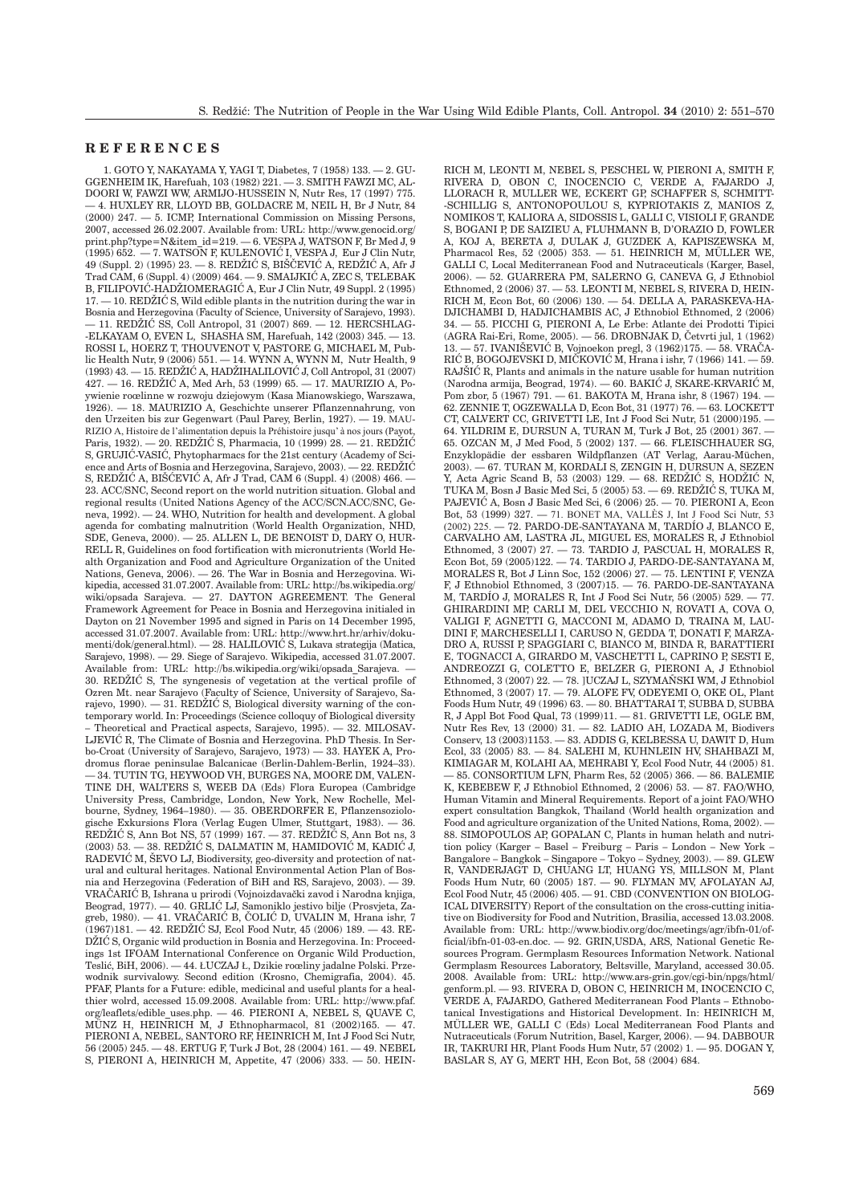## REFERENCES

1. GOTO Y, NAKAYAMA Y, YAGI T, Diabetes, 7 (1958) 133. — 2. GUGGENHEIM IK, Harefuah, 103 (1982) 221. — 3. SMITH FAWZI MC, AL-DOORI W, FAWZI WW, ARMIJO-HUSSEIN N, Nutr Res, 17 (1997) 775. — 4. HUXLEY RR, LLOYD BB, GOLDACRE M, NEIL H, Br J Nutr, 84 (2000) 247. — 5. ICMP, International Commission on Missing Persons, 2007, accessed 26.02.2007. Available from: URL: http://www.genocid.org/print.php?type=N&item_id=219. — 6. VESPA J, WATSON F, Br Med J, 9 (1995) 652. — 7. WATSON F, KULENOVIĆ I, VESPA J, Eur J Clin Nutr, 49 (Suppl. 2) (1995) 23. — 8. REDŽIĆ S, BIŠĆEVIĆ A, REDŽIĆ A, Afr J Trad CAM, 6 (Suppl. 4) (2009) 464. — 9. SMAJLKIĆ A, ZEC S, TELEBAK B, FILIPOVIĆ-HADŽIOMERAGIĆ A, Eur J Clin Nutr, 49 Suppl. 2 (1995) 17. — 10. REDŽIĆ S, Wild edible plants in the nutrition during the war in Bosnia and Herzegovina (Faculty of Science, University of Sarajevo, 1993). — 11. REDŽIĆ SS, Coll Antropol, 31 (2007) 869. — 12. HERCSHLAG-ELKAYAM O, EVEN L, SHASHA SM, Harefuah, 142 (2003) 345. — 13. ROSSI L, HOERZ T, THOUVENOT V, PASTORE G, MICHAEL M, Public Health Nutr, 9 (2006) 551. — 14. WYNN A, WYNN M, Nutr Health, 9 (1993) 43. — 15. REDŽIĆ A, HADŽIHALILOVIĆ J, Coll Antropol, 31 (2007) 427. — 16. REDŽIĆ A, Med Arh, 53 (1999) 65. — 17. MAURIZIO A, Pozywienie roœlinne w rozwoju dziejowym (Kasa Mianowskiego, Warszawa, 1926). — 18. MAURIZIO A, Geschichte unserer Pflanzennahrung, von den Urzeiten bis zur Gegenwart (Paul Parey, Berlin, 1927). — 19. MAURIZIO A, Histoire de l'alimentation depuis la Préhistoire jusqu' à nos jours (Payot, Paris, 1932). — 20. REDŽIĆ S, Pharmacia, 10 (1999) 28. — 21. REDŽIĆ S, GRUJIĆ-VASIĆ, Phytopharmacs for the 21st century (Academy of Science and Arts of Bosnia and Herzegovina, Sarajevo, 2003). — 22. REDŽIĆ S, REDŽIĆ A, BIŠĆEVIĆ A, Afr J Trad, CAM 6 (Suppl. 4) (2008) 466. — 23. ACC/SNC, Second report on the world nutrition situation. Global and regional results (United Nations Agency of the ACC/SCN.ACC/SNC, Geneva, 1992). — 24. WHO, Nutrition for health and development. A global agenda for combating malnutrition (World Health Organization, NHD, SDE, Geneva, 2000). — 25. ALLEN L, DE BENOIST D, DARY O, HURRELL R, Guidelines on food fortification with micronutrients (World Health Organization and Food and Agriculture Organization of the United Nations, Geneva, 2006). — 26. The War in Bosnia and Herzegovina. Wikipedia, accessed 31.07.2007. Available from: URL: http://bs.wikipedia.org/wiki/opsada Sarajeva. — 27. DAYTON AGREEMENT. The General Framework Agreement for Peace in Bosnia and Herzegovina initialed in Dayton on 21 November 1995 and signed in Paris on 14 December 1995, accessed 31.07.2007. Available from: URL: http://www.hrt.hr/arhiv/dokumenti/dok/general.html). — 28. HALILOVIĆ S, Lukava strategija (Matica, Sarajevo, 1998). — 29. Siege of Sarajevo. Wikipedia, accessed 31.07.2007. Available from: URL: http://bs.wikipedia.org/wiki/opsada_Sarajeva. — 30. REDŽIĆ S, The syngenesis of vegetation at the vertical profile of Ozren Mt. near Sarajevo (Faculty of Science, University of Sarajevo, Sarajevo, 1990). — 31. REDŽIĆ S, Biological diversity warning of the contemporary world. In: Proceedings (Science colloquy of Biological diversity – Theoretical and Practical aspects, Sarajevo, 1995). — 32. MILOSAVLJEVIĆ R, The Climate of Bosnia and Herzegovina. PhD Thesis. In Serbo-Croat (University of Sarajevo, Sarajevo, 1973) — 33. HAYEK A, Prodromus florae peninsulae Balcanicae (Berlin-Dahlem-Berlin, 1924–33). — 34. TUTIN TG, HEYWOOD VH, BURGES NA, MOORE DM, VALENTINE DH, WALTERS S, WEBB DA (Eds) Flora Europea (Cambridge University Press, Cambridge, London, New York, New Rochelle, Melbourne, Sydney, 1964–1980). — 35. OBERDORFER E, Pflanzensoziologische Exkursions Flora (Verlag Eugen Ulmer, Stuttgart, 1983). — 36. REDŽIĆ S, Ann Bot NS, 57 (1999) 167. — 37. REDŽIĆ S, Ann Bot, ns, 3 (2003) 53. — 38. REDŽIĆ S, DALMATIN M, HAMIDOVIĆ M, KADIĆ J, RADEVIĆ M, ŠEVO LJ, Biodiversity, geo-diversity and protection of natural and cultural heritages. National Environmental Action Plan of Bosnia and Herzegovina (Federation of BiH and RS, Sarajevo, 2003). — 39. VRAČARIĆ B, Ishrana u prirodi (Vojnoizdavački zavod i Narodna knjiga, Beograd, 1977). — 40. GRLIĆ LJ, Samoniklo jestivo bilje (Prosvjeta, Zagreb, 1980). — 41. VRAČARIĆ B, ČOLIĆ D, UVALIN M, Hrana ishr, 7 (1967)181. — 42. REDŽIĆ SJ, Ecol Food Nutr, 45 (2006) 189. — 43. REDŽIĆ S, Organic wild production in Bosnia and Herzegovina. In: Proceedings 1st IFOAM International Conference on Organic Wild Production, Teslić, BiH, 2006). — 44. ŁUCZAJ Ł, Dzikie roœliny jadalne Polski. Przewodnik survivalowy. Second edition (Krosno, Chemigrafia, 2004). 45. PFAF, Plants for a Future: edible, medicinal and useful plants for a healthier wolrd, accessed 15.09.2008. Available from: URL: http://www.pfaf.org/leaflets/edible_uses.php. — 46. PIERONI A, NEBEL S, QUAVE C, MÜNZ H, HEINRICH M, J Ethnopharmacol, 81 (2002)165. — 47. PIERONI A, NEBEL, SANTORO RF, HEINRICH M, Int J Food Sci Nutr, 56 (2005) 245. — 48. ERTUG F, Turk J Bot, 28 (2004) 161. — 49. NEBEL S, PIERONI A, HEINRICH M, Appetite, 47 (2006) 333. — 50. HEINRICH M, LEONTI M, NEBEL S, PESCHEL W, PIERONI A, SMITH F, RIVERA D, OBON C, INOCENCIO C, VERDE A, FAJARDO J, LLORACH R, MULLER WE, ECKERT GP, SCHAFFER S, SCHMITT-SCHILLIG S, ANTONOPOULOU S, KYPRIOTAKIS Z, MANIOS Z, NOMIKOS T, KALIORA A, SIDOSSIS L, GALLI C, VISIOLI F, GRANDE S, BOGANI P, DE SAIZIEU A, FLUHMANN B, D'ORAZIO D, FOWLER A, KOJ A, BERETA J, DULAK J, GUZDEK A, KAPISZEWSKA M, Pharmacol Res, 52 (2005) 353. — 51. HEINRICH M, MÜLLER WE, GALLI C, Local Mediterranean Food and Nutraceuticals (Karger, Basel, 2006). — 52. GUARRERA PM, SALERNO G, CANEVA G, J Ethnobiol Ethnomed, 2 (2006) 37. — 53. LEONTI M, NEBEL S, RIVERA D, HEINRICH M, Econ Bot, 60 (2006) 130. — 54. DELLA A, PARASKEVA-HADJICHAMBI D, HADJICHAMBIS AC, J Ethnobiol Ethnomed, 2 (2006) 34. — 55. PICCHI G, PIERONI A, Le Erbe: Atlante dei Prodotti Tipici (AGRA Rai-Eri, Rome, 2005). — 56. DROBNJAK D, Četvrti jul, 1 (1962) 13. — 57. IVANIŠEVIĆ B, Vojnoekon pregl, 3 (1962)175. — 58. VRAČARIĆ B, BOGOJEVSKI D, MIĆKOVIĆ M, Hrana i ishr, 7 (1966) 141. — 59. RAJŠIĆ R, Plants and animals in the nature usable for human nutrition (Narodna armija, Beograd, 1974). — 60. BAKIĆ J, SKARE-KRVARIĆ M, Pom zbor, 5 (1967) 791. — 61. BAKOTA M, Hrana ishr, 8 (1967) 194. — 62. ZENNIE T, OGZEWALLA D, Econ Bot, 31 (1977) 76. — 63. LOCKETT CT, CALVERT CC, GRIVETTI LE, Int J Food Sci Nutr, 51 (2000)195. — 64. YILDRIM E, DURSUN A, TURAN M, Turk J Bot, 25 (2001) 367. — 65. OZCAN M, J Med Food, 5 (2002) 137. — 66. FLEISCHHAUER SG, Enzyklopädie der essbaren Wildpflanzen (AT Verlag, Aarau-Müchen, 2003). — 67. TURAN M, KORDALI S, ZENGIN H, DURSUN A, SEZEN Y, Acta Agric Scand B, 53 (2003) 129. — 68. REDŽIĆ S, HODŽIĆ N, TUKA M, Bosn J Basic Med Sci, 5 (2005) 53. — 69. REDŽIĆ S, TUKA M, PAJEVIĆ A, Bosn J Basic Med Sci, 6 (2006) 25. — 70. PIERONI A, Econ Bot, 53 (1999) 327. — 71. BONET MA, VALLÈS J, Int J Food Sci Nutr, 53 (2002) 225. — 72. PARDO-DE-SANTAYANA M, TARDÍO J, BLANCO E, CARVALHO AM, LASTRA JL, MIGUEL ES, MORALES R, J Ethnobiol Ethnomed, 3 (2007) 27. — 73. TARDIO J, PASCUAL H, MORALES R, Econ Bot, 59 (2005)122. — 74. TARDIO J, PARDO-DE-SANTAYANA M, MORALES R, Bot J Linn Soc, 152 (2006) 27. — 75. LENTINI F, VENZA F, J Ethnobiol Ethnomed, 3 (2007)15. — 76. PARDO-DE-SANTAYANA M, TARDÍO J, MORALES R, Int J Food Sci Nutr, 56 (2005) 529. — 77. GHIRARDINI MP, CARLI M, DEL VECCHIO N, ROVATI A, COVA O, VALIGI F, AGNETTI G, MACCONI M, ADAMO D, TRAINA M, LAUDINI F, MARCHESELLI I, CARUSO N, GEDDA T, DONATI F, MARZADRO A, RUSSI P, SPAGGIARI C, BIANCO M, BINDA R, BARATTIERI E, TOGNACCI A, GIRARDO M, VASCHETTI L, CAPRINO P, SESTI E, ANDREOZZI G, COLETTO E, BELZER G, PIERONI A, J Ethnobiol Ethnomed, 3 (2007) 22. — 78. ]UCZAJ L, SZYMAŃSKI WM, J Ethnobiol Ethnomed, 3 (2007) 17. — 79. ALOFE FV, ODEYEMI O, OKE OL, Plant Foods Hum Nutr, 49 (1996) 63. — 80. BHATTARAI T, SUBBA D, SUBBA R, J Appl Bot Food Qual, 73 (1999)11. — 81. GRIVETTI LE, OGLE BM, Nutr Res Rev, 13 (2000) 31. — 82. LADIO AH, LOZADA M, Biodivers Conserv, 13 (2003)1153. — 83. ADDIS G, KELBESSA U, DAWIT D, Hum Ecol, 33 (2005) 83. — 84. SALEHI M, KUHNLEIN HV, SHAHBAZI M, KIMIAGAR M, KOLAHI AA, MEHRABI Y, Ecol Food Nutr, 44 (2005) 81. — 85. CONSORTIUM LFN, Pharm Res, 52 (2005) 366. — 86. BALEMIE K, KEBEBEW F, J Ethnobiol Ethnomed, 2 (2006) 53. — 87. FAO/WHO, Human Vitamin and Mineral Requirements. Report of a joint FAO/WHO expert consultation Bangkok, Thailand (World health organization and Food and agriculture organization of the United Nations, Roma, 2002). — 88. SIMOPOULOS AP, GOPALAN C, Plants in human helath and nutrition policy (Karger – Basel – Freiburg – Paris – London – New York – Bangalore – Bangkok – Singapore – Tokyo – Sydney, 2003). — 89. GLEW R, VANDERJAGT D, CHUANG LT, HUANG YS, MILLSON M, Plant Foods Hum Nutr, 60 (2005) 187. — 90. FLYMAN MV, AFOLAYAN AJ, Ecol Food Nutr, 45 (2006) 405. — 91. CBD (CONVENTION ON BIOLOGICAL DIVERSITY) Report of the consultation on the cross-cutting initiative on Biodiversity for Food and Nutrition, Brasilia, accessed 13.03.2008. Available from: URL: http://www.biodiv.org/doc/meetings/agr/ibfn-01/official/ibfn-01-03-en.doc. — 92. GRIN,USDA, ARS, National Genetic Resources Program. Germplasm Resources Information Network. National Germplasm Resources Laboratory, Beltsville, Maryland, accessed 30.05. 2008. Available from: URL: http://www.ars-grin.gov/cgi-bin/npgs/html/genform.pl. — 93. RIVERA D, OBON C, HEINRICH M, INOCENCIO C, VERDE A, FAJARDO J, Gathered Mediterranean Food Plants – Ethnobotanical Investigations and Historical Development. In: HEINRICH M, MÜLLER WE, GALLI C (Eds) Local Mediterranean Food Plants and Nutraceuticals (Forum Nutrition, Basel, Karger, 2006). — 94. DABBOUR IR, TAKRURI HR, Plant Foods Hum Nutr, 57 (2002) 1. — 95. DOGAN Y, BASLAR S, AY G, MERT HH, Econ Bot, 58 (2004) 684.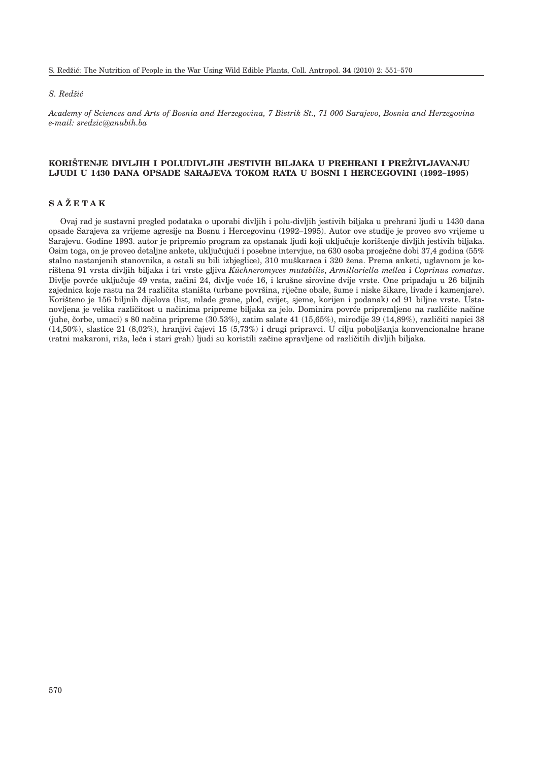*S. Redžić*

*Academy of Sciences and Arts of Bosnia and Herzegovina, 7 Bistrik St., 71 000 Sarajevo, Bosnia and Herzegovina*
*e-mail: sredzic@anubih.ba*

## KORIŠTENJE DIVLJIH I POLUDIVLJIH JESTIVIH BILJAKA U PREHRANI I PREŽIVLJAVANJU LJUDI U 1430 DANA OPSADE SARAJEVA TOKOM RATA U BOSNI I HERCEGOVINI (1992–1995)

### S A Ž E T A K

Ovaj rad je sustavni pregled podataka o uporabi divljih i polu-divljih jestivih biljaka u prehrani ljudi u 1430 dana opsade Sarajeva za vrijeme agresije na Bosnu i Hercegovinu (1992–1995). Autor ove studije je proveo svo vrijeme u Sarajevu. Godine 1993. autor je pripremio program za opstanak ljudi koji uključuje korištenje divljih jestivih biljaka. Osim toga, on je proveo detaljne ankete, uključujući i posebne intervjue, na 630 osoba prosječne dobi 37,4 godina (55% stalno nastanjenih stanovnika, a ostali su bili izbjeglice), 310 muškaraca i 320 žena. Prema anketi, uglavnom je korištena 91 vrsta divljih biljaka i tri vrste gljiva *Küchneromyces mutabilis*, *Armillariella mellea* i *Coprinus comatus*. Divlje povrće uključuje 49 vrsta, začini 24, divlje voće 16, i krušne sirovine dvije vrste. One pripadaju u 26 biljnih zajednica koje rastu na 24 različita staništa (urbane površina, riječne obale, šume i niske šikare, livade i kamenjare). Korišteno je 156 biljnih dijelova (list, mlade grane, plod, cvijet, sjeme, korijen i podanak) od 91 biljne vrste. Ustanovljena je velika različitost u načinima pripreme biljaka za jelo. Dominira povrće pripremljeno na različite načine (juhe, čorbe, umaci) s 80 načina pripreme (30.53%), zatim salate 41 (15,65%), mirođije 39 (14,89%), različiti napici 38 (14,50%), slastice 21 (8,02%), hranjivi čajevi 15 (5,73%) i drugi pripravci. U cilju poboljšanja konvencionalne hrane (ratni makaroni, riža, leća i stari grah) ljudi su koristili začine spravljene od različitih divljih biljaka.